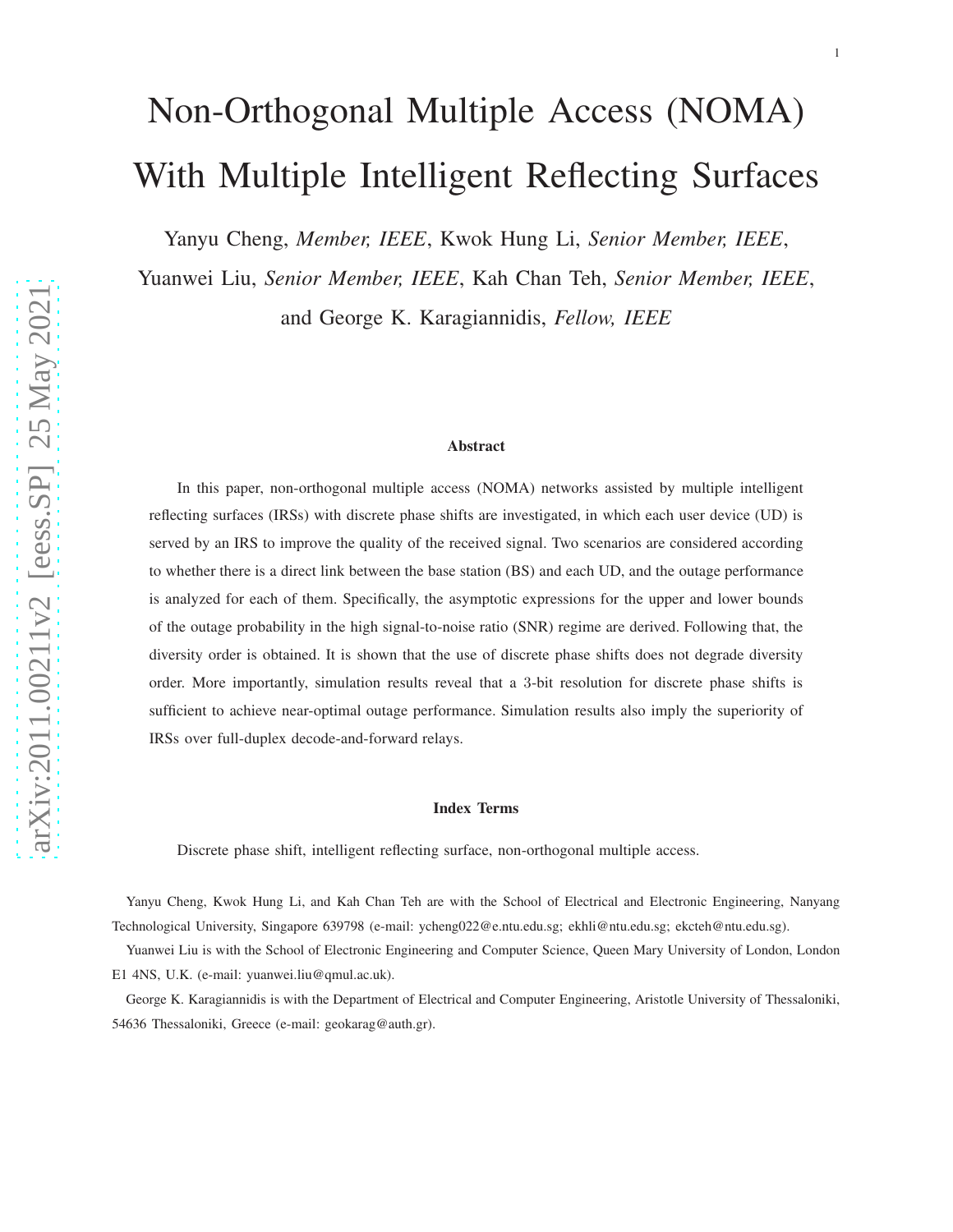# Non-Orthogonal Multiple Access (NOMA) With Multiple Intelligent Reflecting Surfaces

Yanyu Cheng, *Member, IEEE*, Kwok Hung Li, *Senior Member, IEEE*, Yuanwei Liu, *Senior Member, IEEE*, Kah Chan Teh, *Senior Member, IEEE*, and George K. Karagiannidis, *Fellow, IEEE*

### Abstract

In this paper, non-orthogonal multiple access (NOMA) networks assisted by multiple intelligent reflecting surfaces (IRSs) with discrete phase shifts are investigated, in which each user device (UD) is served by an IRS to improve the quality of the received signal. Two scenarios are considered according to whether there is a direct link between the base station (BS) and each UD, and the outage performance is analyzed for each of them. Specifically, the asymptotic expressions for the upper and lower bounds of the outage probability in the high signal-to-noise ratio (SNR) regime are derived. Following that, the diversity order is obtained. It is shown that the use of discrete phase shifts does not degrade diversity order. More importantly, simulation results reveal that a 3-bit resolution for discrete phase shifts is sufficient to achieve near-optimal outage performance. Simulation results also imply the superiority of IRSs over full-duplex decode-and-forward relays.

### Index Terms

Discrete phase shift, intelligent reflecting surface, non-orthogonal multiple access.

Yanyu Cheng, Kwok Hung Li, and Kah Chan Teh are with the School of Electrical and Electronic Engineering, Nanyang Technological University, Singapore 639798 (e-mail: ycheng022@e.ntu.edu.sg; ekhli@ntu.edu.sg; ekcteh@ntu.edu.sg).

Yuanwei Liu is with the School of Electronic Engineering and Computer Science, Queen Mary University of London, London E1 4NS, U.K. (e-mail: yuanwei.liu@qmul.ac.uk).

George K. Karagiannidis is with the Department of Electrical and Computer Engineering, Aristotle University of Thessaloniki, 54636 Thessaloniki, Greece (e-mail: geokarag@auth.gr).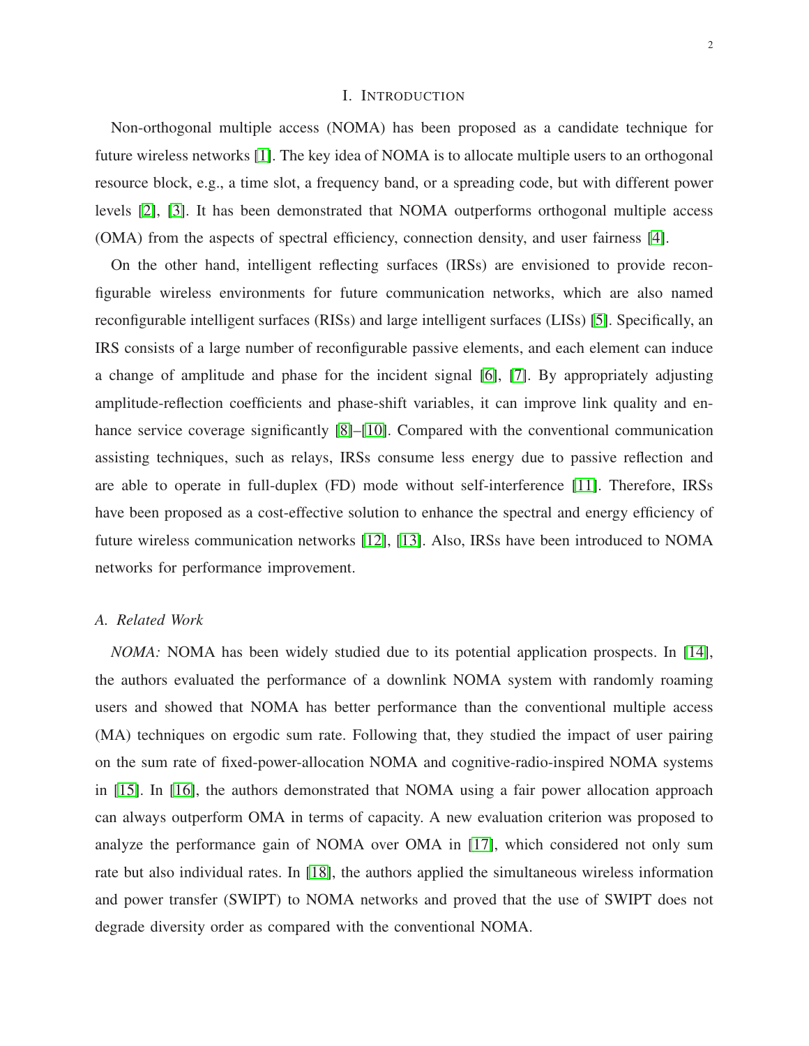# I. INTRODUCTION

Non-orthogonal multiple access (NOMA) has been proposed as a candidate technique for future wireless networks [1]. The key idea of NOMA is to allocate multiple users to an orthogonal resource block, e.g., a time slot, a frequency band, or a spreading code, but with different power levels [2], [3]. It has been demonstrated that NOMA outperforms orthogonal multiple access (OMA) from the aspects of spectral efficiency, connection density, and user fairness [4].

On the other hand, intelligent reflecting surfaces (IRSs) are envisioned to provide reconfigurable wireless environments for future communication networks, which are also named reconfigurable intelligent surfaces (RISs) and large intelligent surfaces (LISs) [5]. Specifically, an IRS consists of a large number of reconfigurable passive elements, and each element can induce a change of amplitude and phase for the incident signal [6], [7]. By appropriately adjusting amplitude-reflection coefficients and phase-shift variables, it can improve link quality and enhance service coverage significantly [8]–[10]. Compared with the conventional communication assisting techniques, such as relays, IRSs consume less energy due to passive reflection and are able to operate in full-duplex (FD) mode without self-interference [11]. Therefore, IRSs have been proposed as a cost-effective solution to enhance the spectral and energy efficiency of future wireless communication networks [12], [13]. Also, IRSs have been introduced to NOMA networks for performance improvement.

## A. Related Work

*NOMA:* NOMA has been widely studied due to its potential application prospects. In [14], the authors evaluated the performance of a downlink NOMA system with randomly roaming users and showed that NOMA has better performance than the conventional multiple access (MA) techniques on ergodic sum rate. Following that, they studied the impact of user pairing on the sum rate of fixed-power-allocation NOMA and cognitive-radio-inspired NOMA systems in [15]. In [16], the authors demonstrated that NOMA using a fair power allocation approach can always outperform OMA in terms of capacity. A new evaluation criterion was proposed to analyze the performance gain of NOMA over OMA in [17], which considered not only sum rate but also individual rates. In [18], the authors applied the simultaneous wireless information and power transfer (SWIPT) to NOMA networks and proved that the use of SWIPT does not degrade diversity order as compared with the conventional NOMA.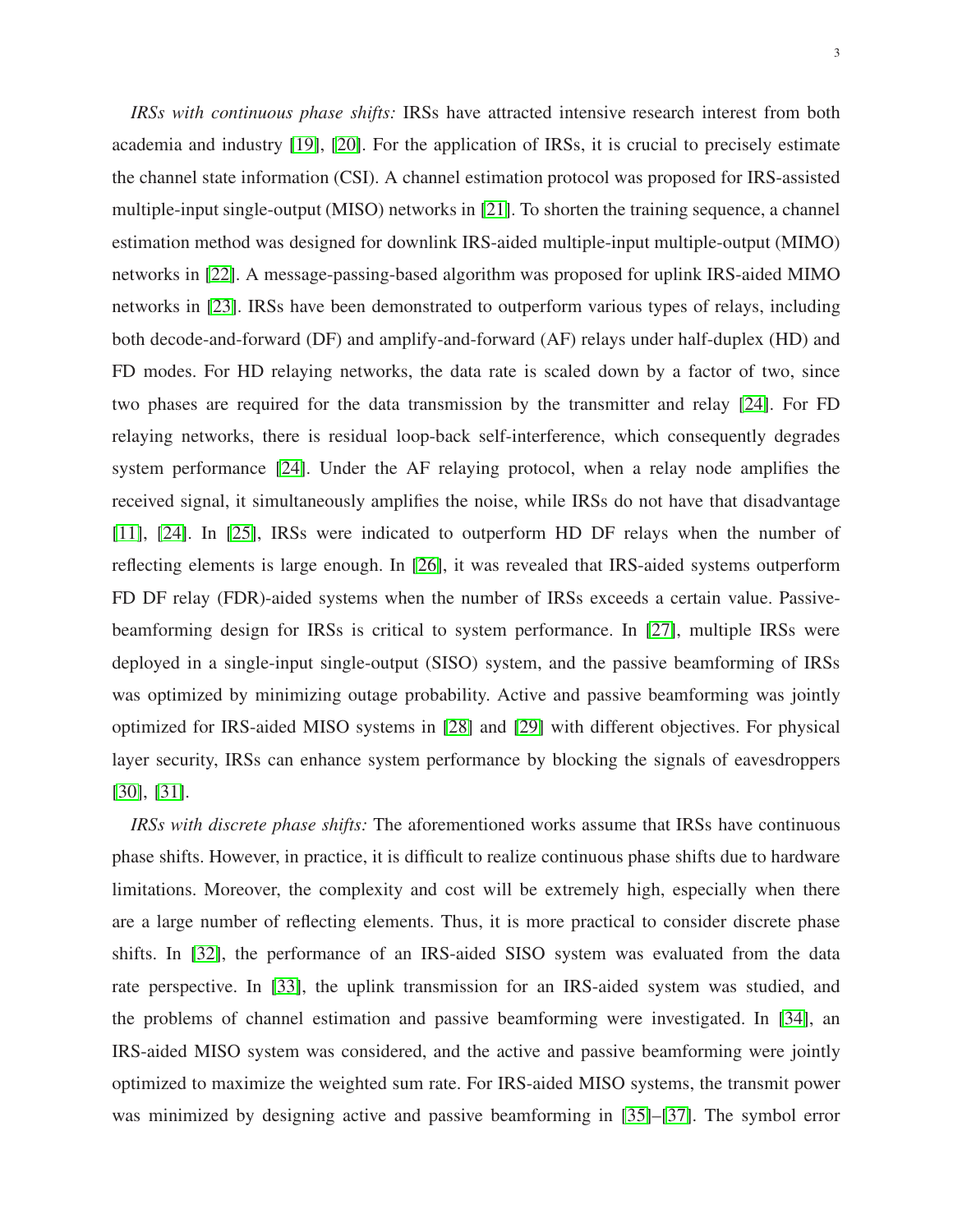*IRSs with continuous phase shifts:* IRSs have attracted intensive research interest from both academia and industry [19], [20]. For the application of IRSs, it is crucial to precisely estimate the channel state information (CSI). A channel estimation protocol was proposed for IRS-assisted multiple-input single-output (MISO) networks in [21]. To shorten the training sequence, a channel estimation method was designed for downlink IRS-aided multiple-input multiple-output (MIMO) networks in [22]. A message-passing-based algorithm was proposed for uplink IRS-aided MIMO networks in [23]. IRSs have been demonstrated to outperform various types of relays, including both decode-and-forward (DF) and amplify-and-forward (AF) relays under half-duplex (HD) and FD modes. For HD relaying networks, the data rate is scaled down by a factor of two, since two phases are required for the data transmission by the transmitter and relay [24]. For FD relaying networks, there is residual loop-back self-interference, which consequently degrades system performance [24]. Under the AF relaying protocol, when a relay node amplifies the received signal, it simultaneously amplifies the noise, while IRSs do not have that disadvantage [11], [24]. In [25], IRSs were indicated to outperform HD DF relays when the number of reflecting elements is large enough. In [26], it was revealed that IRS-aided systems outperform FD DF relay (FDR)-aided systems when the number of IRSs exceeds a certain value. Passive-beamforming design for IRSs is critical to system performance. In [27], multiple IRSs were deployed in a single-input single-output (SISO) system, and the passive beamforming of IRSs was optimized by minimizing outage probability. Active and passive beamforming was jointly optimized for IRS-aided MISO systems in [28] and [29] with different objectives. For physical layer security, IRSs can enhance system performance by blocking the signals of eavesdroppers [30], [31].

*IRSs with discrete phase shifts:* The aforementioned works assume that IRSs have continuous phase shifts. However, in practice, it is difficult to realize continuous phase shifts due to hardware limitations. Moreover, the complexity and cost will be extremely high, especially when there are a large number of reflecting elements. Thus, it is more practical to consider discrete phase shifts. In [32], the performance of an IRS-aided SISO system was evaluated from the data rate perspective. In [33], the uplink transmission for an IRS-aided system was studied, and the problems of channel estimation and passive beamforming were investigated. In [34], an IRS-aided MISO system was considered, and the active and passive beamforming were jointly optimized to maximize the weighted sum rate. For IRS-aided MISO systems, the transmit power was minimized by designing active and passive beamforming in [35]–[37]. The symbol error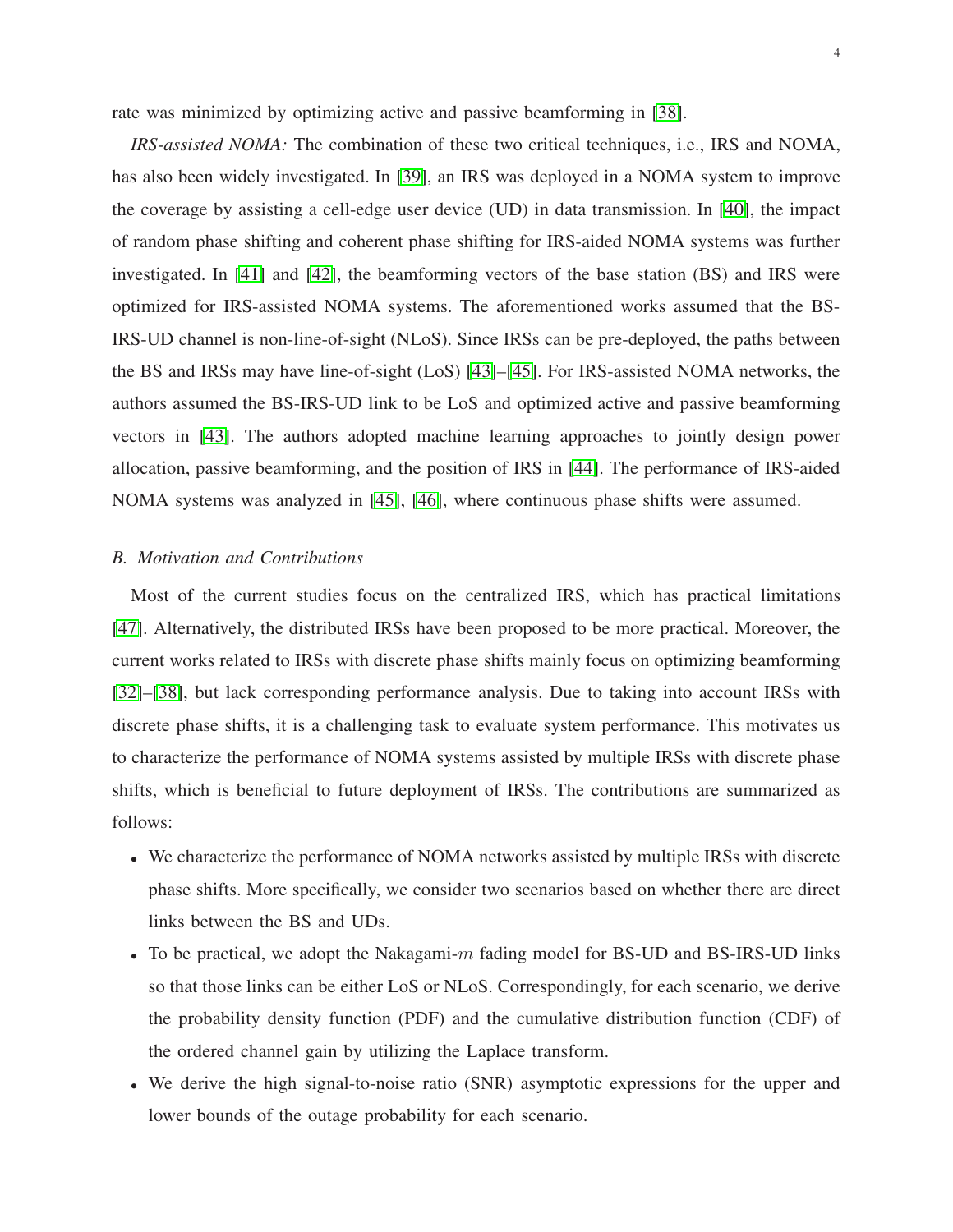rate was minimized by optimizing active and passive beamforming in [38].

*IRS-assisted NOMA:* The combination of these two critical techniques, i.e., IRS and NOMA, has also been widely investigated. In [39], an IRS was deployed in a NOMA system to improve the coverage by assisting a cell-edge user device (UD) in data transmission. In [40], the impact of random phase shifting and coherent phase shifting for IRS-aided NOMA systems was further investigated. In [41] and [42], the beamforming vectors of the base station (BS) and IRS were optimized for IRS-assisted NOMA systems. The aforementioned works assumed that the BS-IRS-UD channel is non-line-of-sight (NLoS). Since IRSs can be pre-deployed, the paths between the BS and IRSs may have line-of-sight (LoS) [43]–[45]. For IRS-assisted NOMA networks, the authors assumed the BS-IRS-UD link to be LoS and optimized active and passive beamforming vectors in [43]. The authors adopted machine learning approaches to jointly design power allocation, passive beamforming, and the position of IRS in [44]. The performance of IRS-aided NOMA systems was analyzed in [45], [46], where continuous phase shifts were assumed.

### *B. Motivation and Contributions*

Most of the current studies focus on the centralized IRS, which has practical limitations [47]. Alternatively, the distributed IRSs have been proposed to be more practical. Moreover, the current works related to IRSs with discrete phase shifts mainly focus on optimizing beamforming [32]–[38], but lack corresponding performance analysis. Due to taking into account IRSs with discrete phase shifts, it is a challenging task to evaluate system performance. This motivates us to characterize the performance of NOMA systems assisted by multiple IRSs with discrete phase shifts, which is beneficial to future deployment of IRSs. The contributions are summarized as follows:

- We characterize the performance of NOMA networks assisted by multiple IRSs with discrete phase shifts. More specifically, we consider two scenarios based on whether there are direct links between the BS and UDs.
- To be practical, we adopt the Nakagami-$m$ fading model for BS-UD and BS-IRS-UD links so that those links can be either LoS or NLoS. Correspondingly, for each scenario, we derive the probability density function (PDF) and the cumulative distribution function (CDF) of the ordered channel gain by utilizing the Laplace transform.
- We derive the high signal-to-noise ratio (SNR) asymptotic expressions for the upper and lower bounds of the outage probability for each scenario.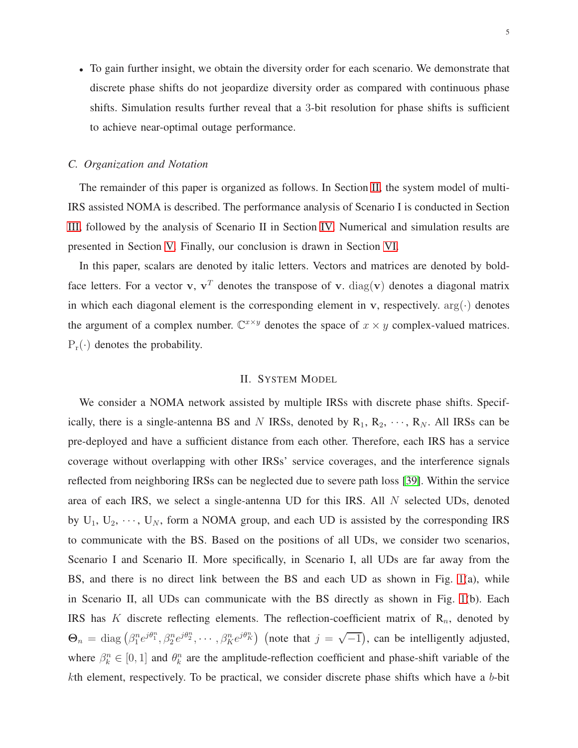- To gain further insight, we obtain the diversity order for each scenario. We demonstrate that discrete phase shifts do not jeopardize diversity order as compared with continuous phase shifts. Simulation results further reveal that a 3-bit resolution for phase shifts is sufficient to achieve near-optimal outage performance.

### C. Organization and Notation

The remainder of this paper is organized as follows. In Section II, the system model of multi-IRS assisted NOMA is described. The performance analysis of Scenario I is conducted in Section III, followed by the analysis of Scenario II in Section IV. Numerical and simulation results are presented in Section V. Finally, our conclusion is drawn in Section VI.

In this paper, scalars are denoted by italic letters. Vectors and matrices are denoted by bold-face letters. For a vector $\mathbf{v}$, $\mathbf{v}^T$ denotes the transpose of $\mathbf{v}$. $\mathrm{diag}(\mathbf{v})$ denotes a diagonal matrix in which each diagonal element is the corresponding element in $\mathbf{v}$, respectively. $\arg(\cdot)$ denotes the argument of a complex number. $\mathbb{C}^{x\times y}$ denotes the space of $x \times y$ complex-valued matrices. $\mathrm{P_r}(\cdot)$ denotes the probability.

## II. System Model

We consider a NOMA network assisted by multiple IRSs with discrete phase shifts. Specifically, there is a single-antenna BS and $N$ IRSs, denoted by $\mathrm{R}_1, \mathrm{R}_2, \cdots, \mathrm{R}_N$. All IRSs can be pre-deployed and have a sufficient distance from each other. Therefore, each IRS has a service coverage without overlapping with other IRSs' service coverages, and the interference signals reflected from neighboring IRSs can be neglected due to severe path loss [39]. Within the service area of each IRS, we select a single-antenna UD for this IRS. All $N$ selected UDs, denoted by $\mathrm{U}_1, \mathrm{U}_2, \cdots, \mathrm{U}_N$, form a NOMA group, and each UD is assisted by the corresponding IRS to communicate with the BS. Based on the positions of all UDs, we consider two scenarios, Scenario I and Scenario II. More specifically, in Scenario I, all UDs are far away from the BS, and there is no direct link between the BS and each UD as shown in Fig. 1(a), while in Scenario II, all UDs can communicate with the BS directly as shown in Fig. 1(b). Each IRS has $K$ discrete reflecting elements. The reflection-coefficient matrix of $\mathrm{R}_n$, denoted by $\mathbf{\Theta}_n = \mathrm{diag}\left(\beta_1^n e^{j\theta_1^n}, \beta_2^n e^{j\theta_2^n}, \cdots, \beta_K^n e^{j\theta_K^n}\right)$ (note that $j = \sqrt{-1}$), can be intelligently adjusted, where $\beta_k^n \in [0, 1]$ and $\theta_k^n$ are the amplitude-reflection coefficient and phase-shift variable of the $k$th element, respectively. To be practical, we consider discrete phase shifts which have a $b$-bit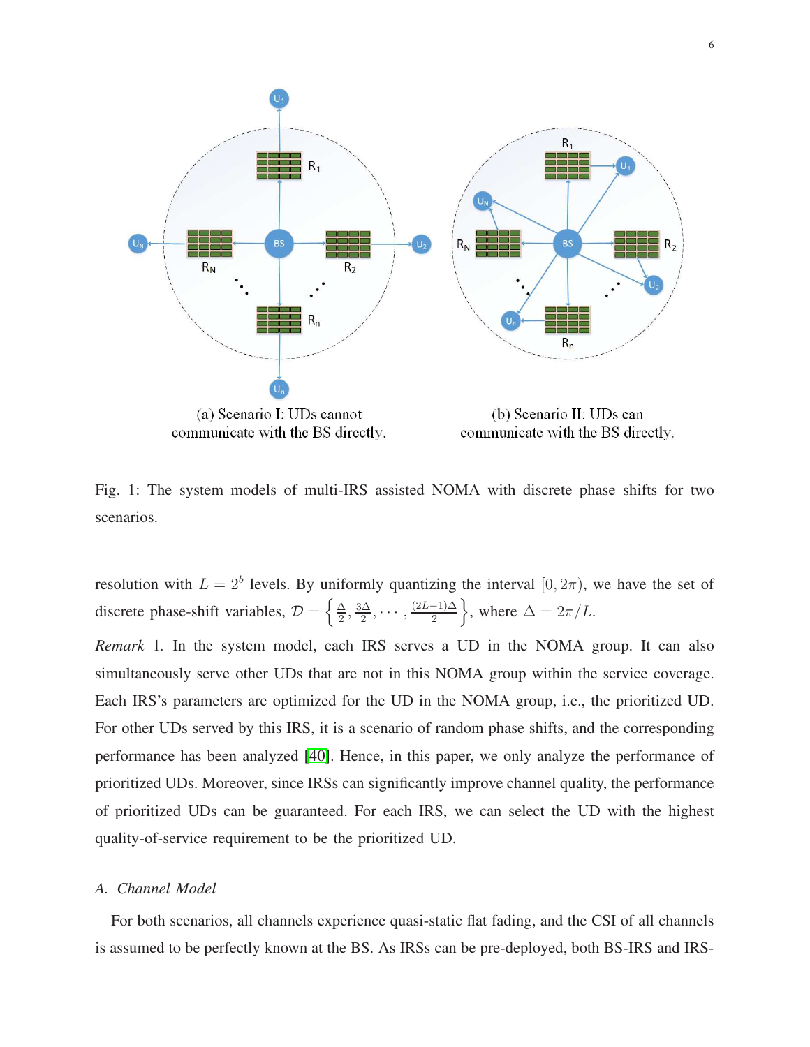(a) Scenario I: UDs cannot communicate with the BS directly.

(b) Scenario II: UDs can communicate with the BS directly.

Fig. 1: The system models of multi-IRS assisted NOMA with discrete phase shifts for two scenarios.

resolution with $L = 2^b$ levels. By uniformly quantizing the interval $[0, 2\pi)$, we have the set of discrete phase-shift variables, $\mathcal{D} = \left\{\frac{\Delta}{2}, \frac{3\Delta}{2}, \cdots, \frac{(2L-1)\Delta}{2}\right\}$, where $\Delta = 2\pi/L$.

*Remark* 1. In the system model, each IRS serves a UD in the NOMA group. It can also simultaneously serve other UDs that are not in this NOMA group within the service coverage. Each IRS's parameters are optimized for the UD in the NOMA group, i.e., the prioritized UD. For other UDs served by this IRS, it is a scenario of random phase shifts, and the corresponding performance has been analyzed [40]. Hence, in this paper, we only analyze the performance of prioritized UDs. Moreover, since IRSs can significantly improve channel quality, the performance of prioritized UDs can be guaranteed. For each IRS, we can select the UD with the highest quality-of-service requirement to be the prioritized UD.

### A. Channel Model

For both scenarios, all channels experience quasi-static flat fading, and the CSI of all channels is assumed to be perfectly known at the BS. As IRSs can be pre-deployed, both BS-IRS and IRS-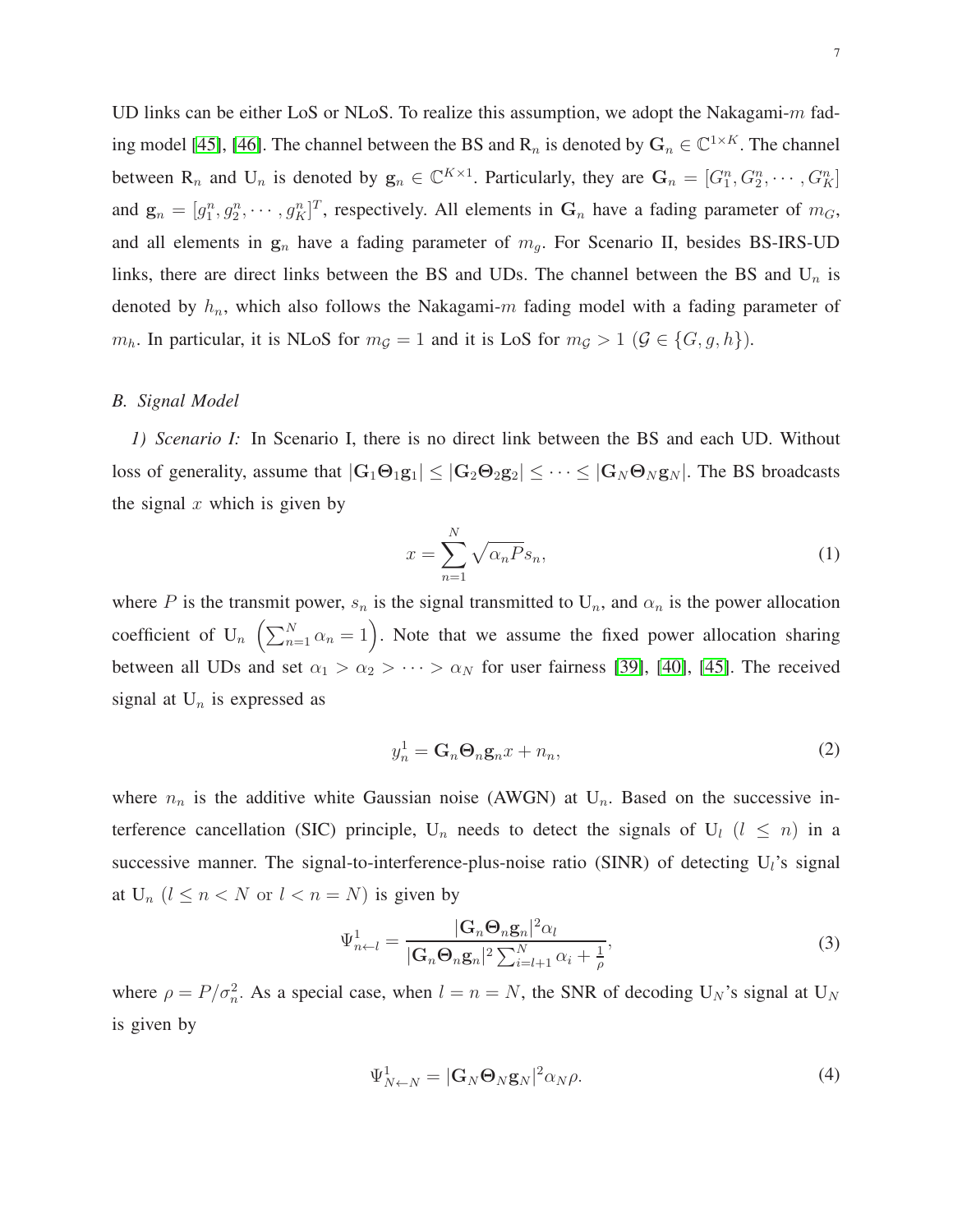UD links can be either LoS or NLoS. To realize this assumption, we adopt the Nakagami-$m$ fading model [45], [46]. The channel between the BS and $\mathrm{R}_n$ is denoted by $\mathbf{G}_n \in \mathbb{C}^{1\times K}$. The channel between $\mathrm{R}_n$ and $\mathrm{U}_n$ is denoted by $\mathbf{g}_n \in \mathbb{C}^{K\times 1}$. Particularly, they are $\mathbf{G}_n = [G_1^n, G_2^n, \cdots, G_K^n]$ and $\mathbf{g}_n = [g_1^n, g_2^n, \cdots, g_K^n]^T$, respectively. All elements in $\mathbf{G}_n$ have a fading parameter of $m_G$, and all elements in $\mathbf{g}_n$ have a fading parameter of $m_g$. For Scenario II, besides BS-IRS-UD links, there are direct links between the BS and UDs. The channel between the BS and $\mathrm{U}_n$ is denoted by $h_n$, which also follows the Nakagami-$m$ fading model with a fading parameter of $m_h$. In particular, it is NLoS for $m_{\mathcal{G}} = 1$ and it is LoS for $m_{\mathcal{G}} > 1$ ($\mathcal{G} \in \{G, g, h\}$).

### *B. Signal Model*

*1) Scenario I:* In Scenario I, there is no direct link between the BS and each UD. Without loss of generality, assume that $|\mathbf{G}_1\mathbf{\Theta}_1\mathbf{g}_1| \le |\mathbf{G}_2\mathbf{\Theta}_2\mathbf{g}_2| \le \cdots \le |\mathbf{G}_N\mathbf{\Theta}_N\mathbf{g}_N|$. The BS broadcasts the signal $x$ which is given by

$$x = \sum_{n=1}^{N} \sqrt{\alpha_n P} s_n, \tag{1}$$

where $P$ is the transmit power, $s_n$ is the signal transmitted to $\mathrm{U}_n$, and $\alpha_n$ is the power allocation coefficient of $\mathrm{U}_n$ $\left(\sum_{n=1}^{N} \alpha_n = 1\right)$. Note that we assume the fixed power allocation sharing between all UDs and set $\alpha_1 > \alpha_2 > \cdots > \alpha_N$ for user fairness [39], [40], [45]. The received signal at $\mathrm{U}_n$ is expressed as

$$y_n^1 = \mathbf{G}_n\mathbf{\Theta}_n\mathbf{g}_n x + n_n, \tag{2}$$

where $n_n$ is the additive white Gaussian noise (AWGN) at $\mathrm{U}_n$. Based on the successive interference cancellation (SIC) principle, $\mathrm{U}_n$ needs to detect the signals of $\mathrm{U}_l$ ($l \le n$) in a successive manner. The signal-to-interference-plus-noise ratio (SINR) of detecting $\mathrm{U}_l$'s signal at $\mathrm{U}_n$ ($l \le n < N$ or $l < n = N$) is given by

$$\Psi_{n\leftarrow l}^1 = \frac{|\mathbf{G}_n\mathbf{\Theta}_n\mathbf{g}_n|^2 \alpha_l}{|\mathbf{G}_n\mathbf{\Theta}_n\mathbf{g}_n|^2 \sum_{i=l+1}^{N} \alpha_i + \frac{1}{\rho}}, \tag{3}$$

where $\rho = P/\sigma_n^2$. As a special case, when $l = n = N$, the SNR of decoding $\mathrm{U}_N$'s signal at $\mathrm{U}_N$ is given by

$$\Psi_{N\leftarrow N}^1 = |\mathbf{G}_N\mathbf{\Theta}_N\mathbf{g}_N|^2 \alpha_N \rho. \tag{4}$$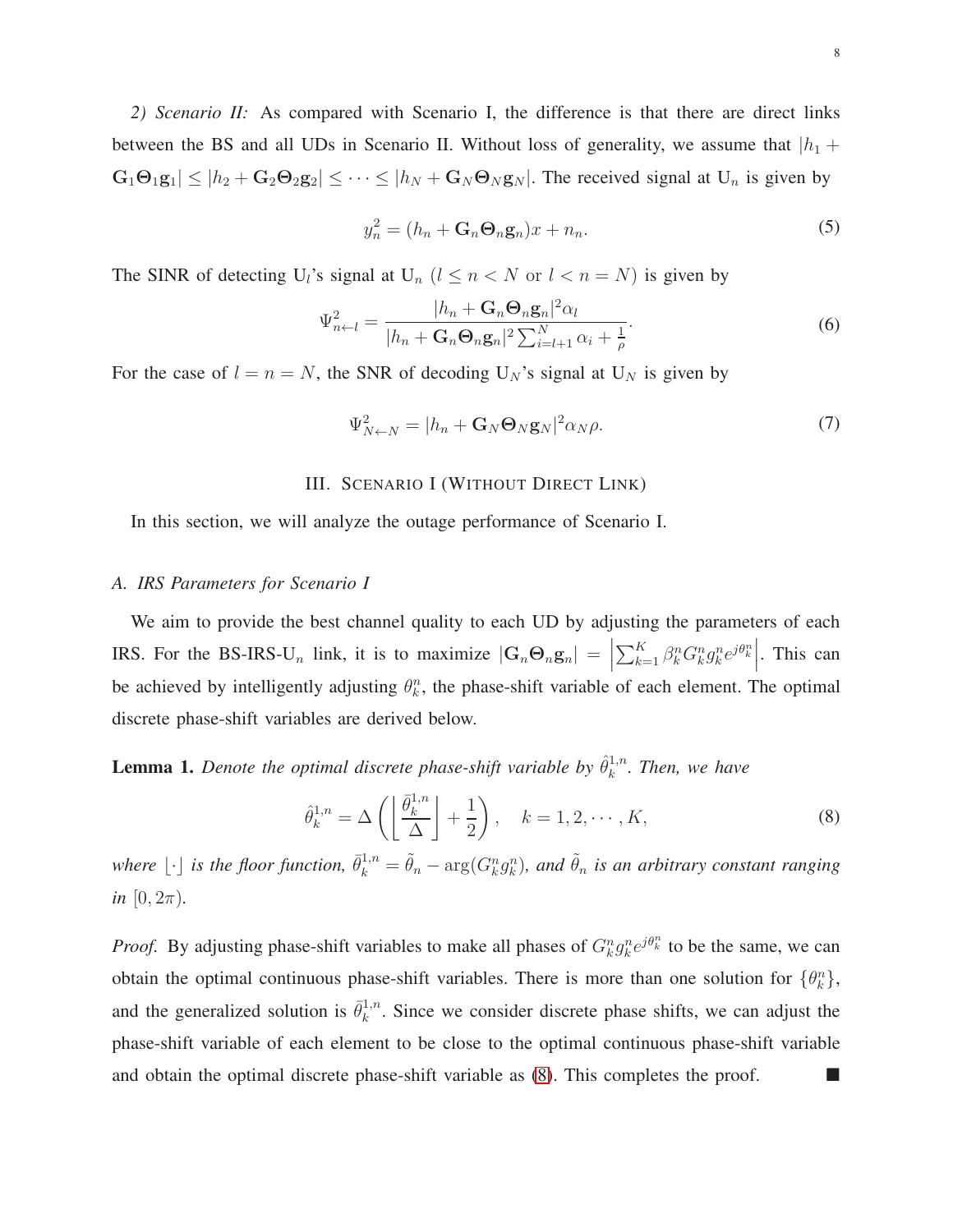*2) Scenario II:* As compared with Scenario I, the difference is that there are direct links between the BS and all UDs in Scenario II. Without loss of generality, we assume that $|h_1 + \mathbf{G}_1\mathbf{\Theta}_1\mathbf{g}_1| \leq |h_2 + \mathbf{G}_2\mathbf{\Theta}_2\mathbf{g}_2| \leq \cdots \leq |h_N + \mathbf{G}_N\mathbf{\Theta}_N\mathbf{g}_N|$. The received signal at $\mathrm{U}_n$ is given by

$$y_n^2 = (h_n + \mathbf{G}_n\mathbf{\Theta}_n\mathbf{g}_n)x + n_n. \tag{5}$$

The SINR of detecting $\mathrm{U}_l$'s signal at $\mathrm{U}_n$ ($l \leq n < N$ or $l < n = N$) is given by

$$\Psi_{n\leftarrow l}^2 = \frac{|h_n + \mathbf{G}_n\mathbf{\Theta}_n\mathbf{g}_n|^2\alpha_l}{|h_n + \mathbf{G}_n\mathbf{\Theta}_n\mathbf{g}_n|^2\sum_{i=l+1}^{N}\alpha_i + \frac{1}{\rho}}. \tag{6}$$

For the case of $l = n = N$, the SNR of decoding $\mathrm{U}_N$'s signal at $\mathrm{U}_N$ is given by

$$\Psi_{N\leftarrow N}^2 = |h_n + \mathbf{G}_N\mathbf{\Theta}_N\mathbf{g}_N|^2\alpha_N\rho. \tag{7}$$

## III. Scenario I (Without Direct Link)

In this section, we will analyze the outage performance of Scenario I.

### A. IRS Parameters for Scenario I

We aim to provide the best channel quality to each UD by adjusting the parameters of each IRS. For the BS-IRS-$\mathrm{U}_n$ link, it is to maximize $|\mathbf{G}_n\mathbf{\Theta}_n\mathbf{g}_n| = \left|\sum_{k=1}^{K}\beta_k^n G_k^n g_k^n e^{j\theta_k^n}\right|$. This can be achieved by intelligently adjusting $\theta_k^n$, the phase-shift variable of each element. The optimal discrete phase-shift variables are derived below.

**Lemma 1.** *Denote the optimal discrete phase-shift variable by $\hat{\theta}_k^{1,n}$. Then, we have*

$$\hat{\theta}_k^{1,n} = \Delta\left(\left\lfloor\frac{\bar{\theta}_k^{1,n}}{\Delta}\right\rfloor + \frac{1}{2}\right), \quad k = 1, 2, \cdots, K, \tag{8}$$

*where $\lfloor\cdot\rfloor$ is the floor function, $\bar{\theta}_k^{1,n} = \tilde{\theta}_n - \arg(G_k^n g_k^n)$, and $\tilde{\theta}_n$ is an arbitrary constant ranging in $[0, 2\pi)$.*

*Proof.* By adjusting phase-shift variables to make all phases of $G_k^n g_k^n e^{j\theta_k^n}$ to be the same, we can obtain the optimal continuous phase-shift variables. There is more than one solution for $\{\theta_k^n\}$, and the generalized solution is $\bar{\theta}_k^{1,n}$. Since we consider discrete phase shifts, we can adjust the phase-shift variable of each element to be close to the optimal continuous phase-shift variable and obtain the optimal discrete phase-shift variable as (8). This completes the proof. ∎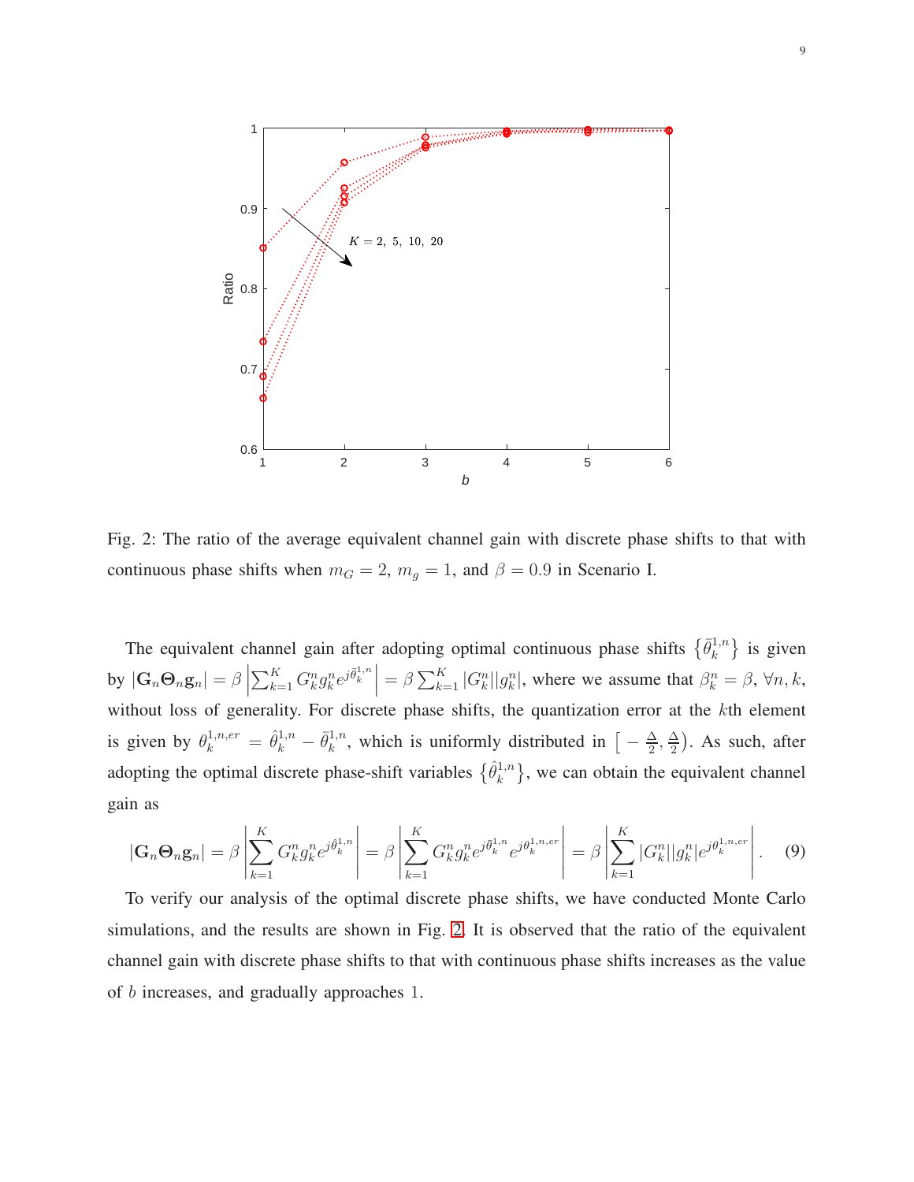Fig. 2: The ratio of the average equivalent channel gain with discrete phase shifts to that with continuous phase shifts when $m_G = 2$, $m_g = 1$, and $\beta = 0.9$ in Scenario I.

The equivalent channel gain after adopting optimal continuous phase shifts $\{\bar{\theta}_k^{1,n}\}$ is given by $|\mathbf{G}_n \boldsymbol{\Theta}_n \mathbf{g}_n| = \beta \left| \sum_{k=1}^{K} G_k^n g_k^n e^{j\bar{\theta}_k^{1,n}} \right| = \beta \sum_{k=1}^{K} |G_k^n||g_k^n|$, where we assume that $\beta_k^n = \beta$, $\forall n, k$, without loss of generality. For discrete phase shifts, the quantization error at the $k$th element is given by $\theta_k^{1,n,er} = \hat{\theta}_k^{1,n} - \bar{\theta}_k^{1,n}$, which is uniformly distributed in $\left[ -\frac{\Delta}{2}, \frac{\Delta}{2} \right)$. As such, after adopting the optimal discrete phase-shift variables $\{\hat{\theta}_k^{1,n}\}$, we can obtain the equivalent channel gain as

$$|\mathbf{G}_n \boldsymbol{\Theta}_n \mathbf{g}_n| = \beta \left| \sum_{k=1}^{K} G_k^n g_k^n e^{j\hat{\theta}_k^{1,n}} \right| = \beta \left| \sum_{k=1}^{K} G_k^n g_k^n e^{j\bar{\theta}_k^{1,n}} e^{j\theta_k^{1,n,er}} \right| = \beta \left| \sum_{k=1}^{K} |G_k^n||g_k^n| e^{j\theta_k^{1,n,er}} \right|. \quad (9)$$

To verify our analysis of the optimal discrete phase shifts, we have conducted Monte Carlo simulations, and the results are shown in Fig. 2. It is observed that the ratio of the equivalent channel gain with discrete phase shifts to that with continuous phase shifts increases as the value of $b$ increases, and gradually approaches $1$.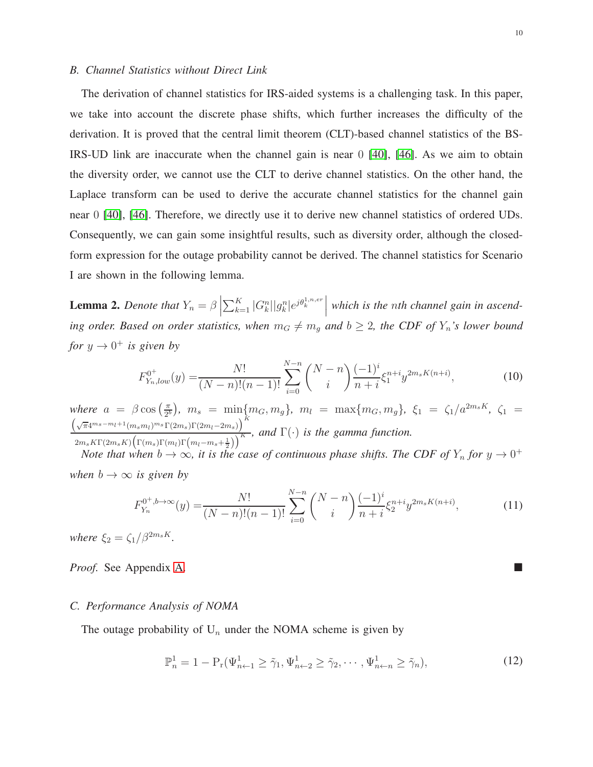### B. Channel Statistics without Direct Link

The derivation of channel statistics for IRS-aided systems is a challenging task. In this paper, we take into account the discrete phase shifts, which further increases the difficulty of the derivation. It is proved that the central limit theorem (CLT)-based channel statistics of the BS-IRS-UD link are inaccurate when the channel gain is near 0 [40], [46]. As we aim to obtain the diversity order, we cannot use the CLT to derive channel statistics. On the other hand, the Laplace transform can be used to derive the accurate channel statistics for the channel gain near 0 [40], [46]. Therefore, we directly use it to derive new channel statistics of ordered UDs. Consequently, we can gain some insightful results, such as diversity order, although the closed-form expression for the outage probability cannot be derived. The channel statistics for Scenario I are shown in the following lemma.

**Lemma 2.** *Denote that* $Y_n = \beta \left| \sum_{k=1}^{K} |G_k^n| |g_k^n| e^{j\theta_k^{1,n,er}} \right|$ *which is the* $n$*th channel gain in ascending order. Based on order statistics, when* $m_G \neq m_g$ *and* $b \geq 2$*, the CDF of* $Y_n$*'s lower bound for* $y \to 0^+$ *is given by*

$$F_{Y_n,low}^{0^+}(y) = \frac{N!}{(N-n)!(n-1)!} \sum_{i=0}^{N-n} \binom{N-n}{i} \frac{(-1)^i}{n+i} \xi_1^{n+i} y^{2m_s K(n+i)}, \tag{10}$$

*where* $a = \beta \cos\left(\frac{\pi}{2^b}\right)$*,* $m_s = \min\{m_G, m_g\}$*,* $m_l = \max\{m_G, m_g\}$*,* $\xi_1 = \zeta_1 / a^{2m_s K}$*,* $\zeta_1 = \frac{\left(\sqrt{\pi} 4^{m_s - m_l + 1} (m_s m_l)^{m_s} \Gamma(2m_s) \Gamma(2m_l - 2m_s)\right)^K}{2m_s K \Gamma(2m_s K) \left(\Gamma(m_s) \Gamma(m_l) \Gamma\left(m_l - m_s + \frac{1}{2}\right)\right)^K}$*, and* $\Gamma(\cdot)$ *is the gamma function.*

*Note that when* $b \to \infty$*, it is the case of continuous phase shifts. The CDF of* $Y_n$ *for* $y \to 0^+$ *when* $b \to \infty$ *is given by*

$$F_{Y_n}^{0^+, b \to \infty}(y) = \frac{N!}{(N-n)!(n-1)!} \sum_{i=0}^{N-n} \binom{N-n}{i} \frac{(-1)^i}{n+i} \xi_2^{n+i} y^{2m_s K(n+i)}, \tag{11}$$

*where* $\xi_2 = \zeta_1 / \beta^{2m_s K}$*.*

*Proof.* See Appendix A. ■

### C. Performance Analysis of NOMA

The outage probability of $\mathrm{U}_n$ under the NOMA scheme is given by

$$\mathbb{P}_n^1 = 1 - \mathrm{P_r}(\Psi_{n \leftarrow 1}^1 \geq \tilde{\gamma}_1, \Psi_{n \leftarrow 2}^1 \geq \tilde{\gamma}_2, \cdots, \Psi_{n \leftarrow n}^1 \geq \tilde{\gamma}_n), \tag{12}$$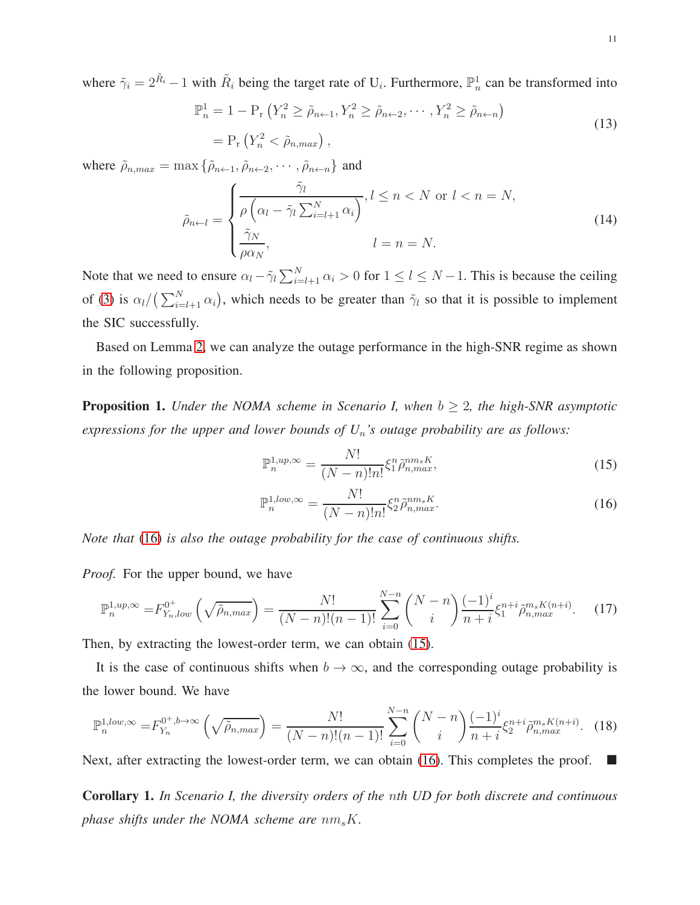where $\tilde{\gamma}_i = 2^{\tilde{R}_i} - 1$ with $\tilde{R}_i$ being the target rate of $\mathrm{U}_i$. Furthermore, $\mathbb{P}_n^1$ can be transformed into

$$
\begin{aligned}
\mathbb{P}_n^1 &= 1 - \mathrm{P_r}\left(Y_n^2 \geq \tilde{\rho}_{n\leftarrow 1}, Y_n^2 \geq \tilde{\rho}_{n\leftarrow 2}, \cdots, Y_n^2 \geq \tilde{\rho}_{n\leftarrow n}\right) \\
&= \mathrm{P_r}\left(Y_n^2 < \tilde{\rho}_{n,max}\right),
\end{aligned} \tag{13}
$$

where $\tilde{\rho}_{n,max} = \max\left\{\tilde{\rho}_{n\leftarrow 1}, \tilde{\rho}_{n\leftarrow 2}, \cdots, \tilde{\rho}_{n\leftarrow n}\right\}$ and

$$
\tilde{\rho}_{n\leftarrow l} = \begin{cases} \dfrac{\tilde{\gamma}_l}{\rho\left(\alpha_l - \tilde{\gamma}_l \sum_{i=l+1}^{N} \alpha_i\right)}, & l \leq n < N \text{ or } l < n = N, \\ \dfrac{\tilde{\gamma}_N}{\rho \alpha_N}, & l = n = N. \end{cases} \tag{14}
$$

Note that we need to ensure $\alpha_l - \tilde{\gamma}_l \sum_{i=l+1}^{N} \alpha_i > 0$ for $1 \leq l \leq N-1$. This is because the ceiling of (3) is $\alpha_l / \left(\sum_{i=l+1}^{N} \alpha_i\right)$, which needs to be greater than $\tilde{\gamma}_l$ so that it is possible to implement the SIC successfully.

Based on Lemma 2, we can analyze the outage performance in the high-SNR regime as shown in the following proposition.

**Proposition 1.** *Under the NOMA scheme in Scenario I, when $b \geq 2$, the high-SNR asymptotic expressions for the upper and lower bounds of $U_n$'s outage probability are as follows:*

$$
\mathbb{P}_n^{1,up,\infty} = \frac{N!}{(N-n)!n!} \xi_1^n \tilde{\rho}_{n,max}^{nm_s K}, \tag{15}
$$

$$
\mathbb{P}_n^{1,low,\infty} = \frac{N!}{(N-n)!n!} \xi_2^n \tilde{\rho}_{n,max}^{nm_s K}. \tag{16}
$$

*Note that (16) is also the outage probability for the case of continuous shifts.*

*Proof.* For the upper bound, we have

$$
\mathbb{P}_n^{1,up,\infty} = F_{Y_n,low}^{0^+}\left(\sqrt{\tilde{\rho}_{n,max}}\right) = \frac{N!}{(N-n)!(n-1)!} \sum_{i=0}^{N-n} \binom{N-n}{i} \frac{(-1)^i}{n+i} \xi_1^{n+i} \tilde{\rho}_{n,max}^{m_s K(n+i)}. \tag{17}
$$

Then, by extracting the lowest-order term, we can obtain (15).

It is the case of continuous shifts when $b \to \infty$, and the corresponding outage probability is the lower bound. We have

$$
\mathbb{P}_n^{1,low,\infty} = F_{Y_n}^{0^+, b\to\infty}\left(\sqrt{\tilde{\rho}_{n,max}}\right) = \frac{N!}{(N-n)!(n-1)!} \sum_{i=0}^{N-n} \binom{N-n}{i} \frac{(-1)^i}{n+i} \xi_2^{n+i} \tilde{\rho}_{n,max}^{m_s K(n+i)}. \tag{18}
$$

Next, after extracting the lowest-order term, we can obtain (16). This completes the proof. ∎

**Corollary 1.** *In Scenario I, the diversity orders of the $n$th UD for both discrete and continuous phase shifts under the NOMA scheme are $nm_s K$.*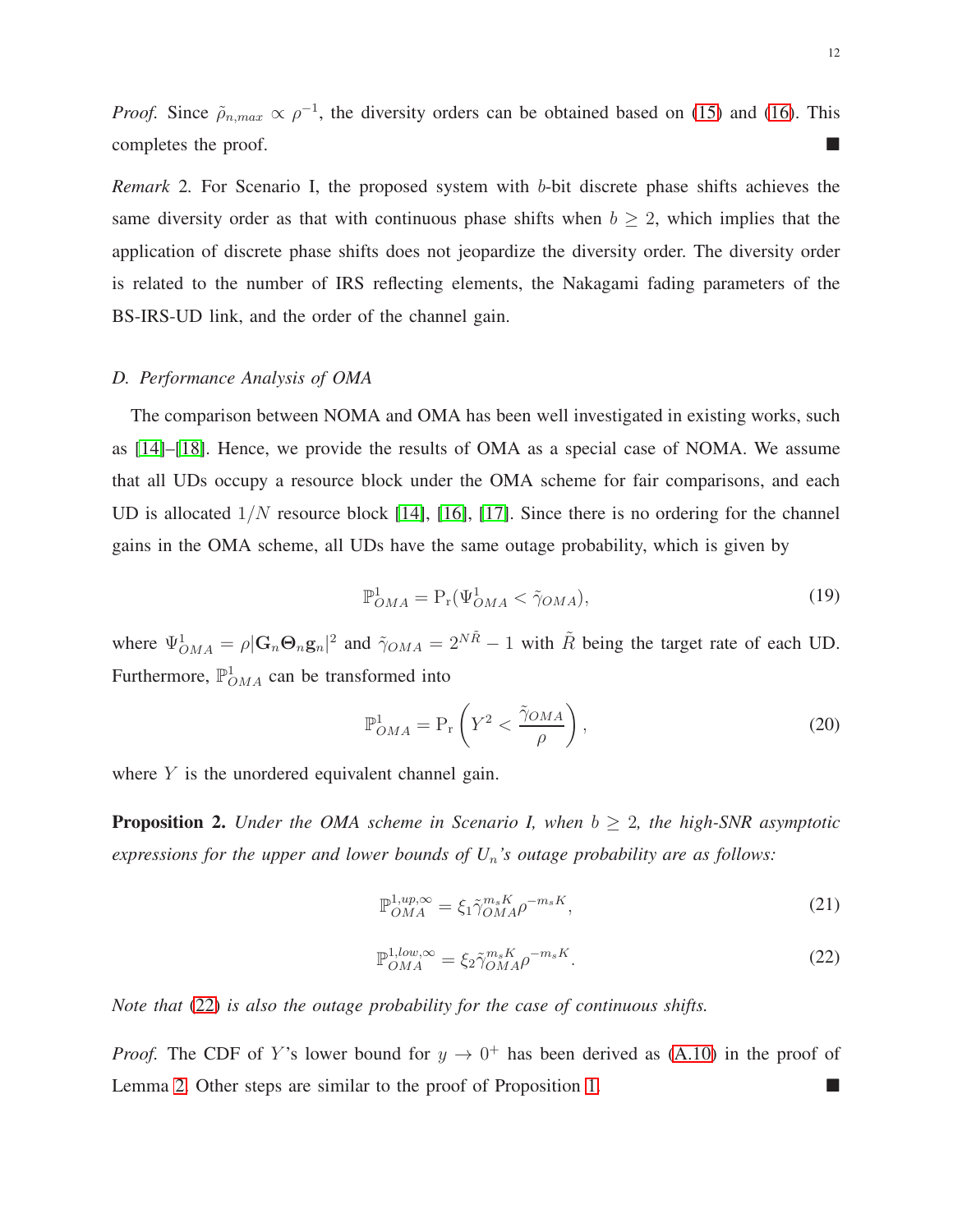*Proof.* Since $\tilde{\rho}_{n,max} \propto \rho^{-1}$, the diversity orders can be obtained based on (15) and (16). This completes the proof. ∎

*Remark* 2. For Scenario I, the proposed system with $b$-bit discrete phase shifts achieves the same diversity order as that with continuous phase shifts when $b \geq 2$, which implies that the application of discrete phase shifts does not jeopardize the diversity order. The diversity order is related to the number of IRS reflecting elements, the Nakagami fading parameters of the BS-IRS-UD link, and the order of the channel gain.

### D. Performance Analysis of OMA

The comparison between NOMA and OMA has been well investigated in existing works, such as [14]–[18]. Hence, we provide the results of OMA as a special case of NOMA. We assume that all UDs occupy a resource block under the OMA scheme for fair comparisons, and each UD is allocated $1/N$ resource block [14], [16], [17]. Since there is no ordering for the channel gains in the OMA scheme, all UDs have the same outage probability, which is given by

$$\mathbb{P}^1_{OMA} = \mathrm{P_r}(\Psi^1_{OMA} < \tilde{\gamma}_{OMA}), \tag{19}$$

where $\Psi^1_{OMA} = \rho|\mathbf{G}_n\mathbf{\Theta}_n\mathbf{g}_n|^2$ and $\tilde{\gamma}_{OMA} = 2^{N\tilde{R}} - 1$ with $\tilde{R}$ being the target rate of each UD. Furthermore, $\mathbb{P}^1_{OMA}$ can be transformed into

$$\mathbb{P}^1_{OMA} = \mathrm{P_r}\left(Y^2 < \frac{\tilde{\gamma}_{OMA}}{\rho}\right), \tag{20}$$

where $Y$ is the unordered equivalent channel gain.

**Proposition 2.** *Under the OMA scheme in Scenario I, when $b \geq 2$, the high-SNR asymptotic expressions for the upper and lower bounds of $U_n$'s outage probability are as follows:*

$$\mathbb{P}^{1,up,\infty}_{OMA} = \xi_1 \tilde{\gamma}^{m_s K}_{OMA} \rho^{-m_s K}, \tag{21}$$

$$\mathbb{P}^{1,low,\infty}_{OMA} = \xi_2 \tilde{\gamma}^{m_s K}_{OMA} \rho^{-m_s K}. \tag{22}$$

*Note that (22) is also the outage probability for the case of continuous shifts.*

*Proof.* The CDF of $Y$'s lower bound for $y \to 0^+$ has been derived as (A.10) in the proof of Lemma 2. Other steps are similar to the proof of Proposition 1. ∎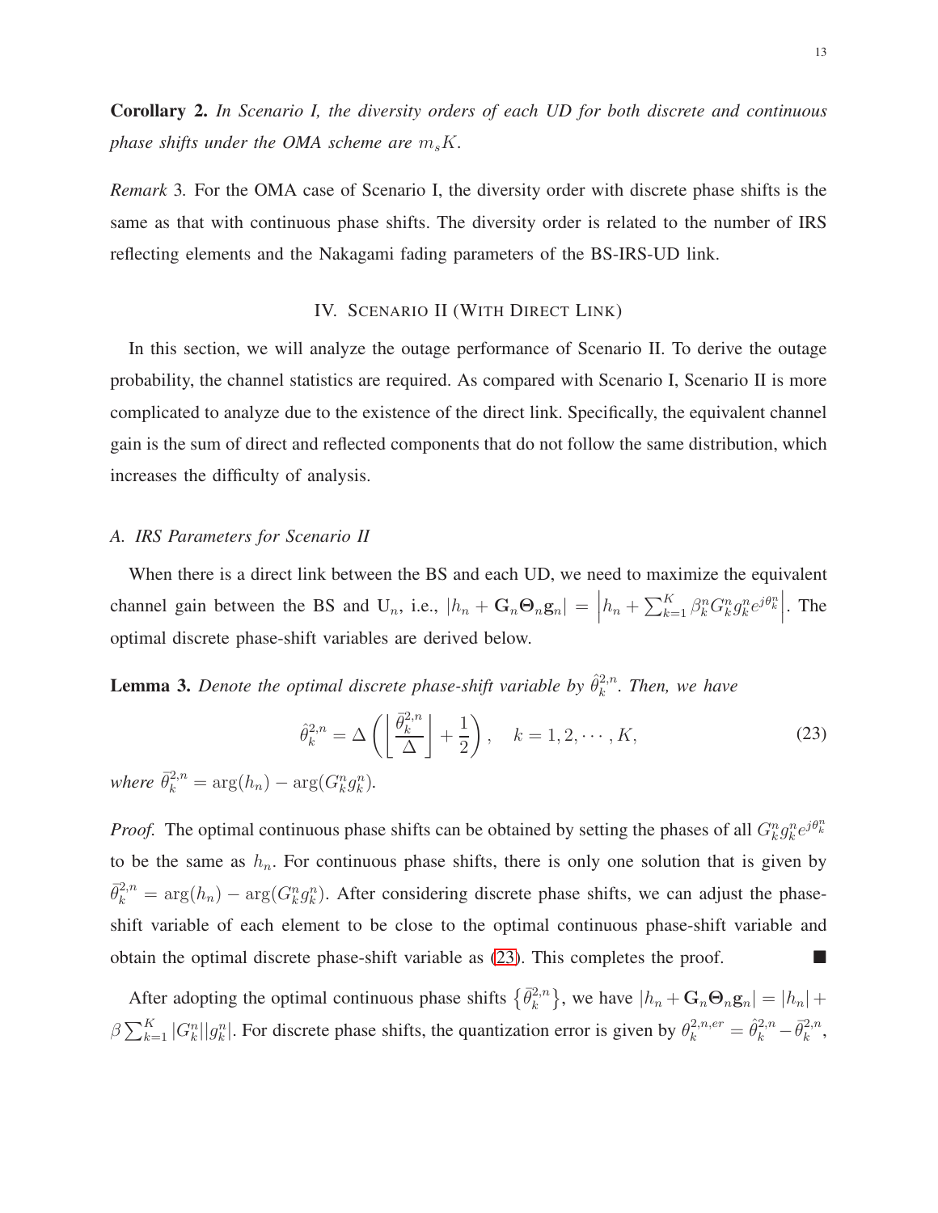**Corollary 2.** *In Scenario I, the diversity orders of each UD for both discrete and continuous phase shifts under the OMA scheme are $m_s K$.*

*Remark* 3. For the OMA case of Scenario I, the diversity order with discrete phase shifts is the same as that with continuous phase shifts. The diversity order is related to the number of IRS reflecting elements and the Nakagami fading parameters of the BS-IRS-UD link.

## IV. Scenario II (With Direct Link)

In this section, we will analyze the outage performance of Scenario II. To derive the outage probability, the channel statistics are required. As compared with Scenario I, Scenario II is more complicated to analyze due to the existence of the direct link. Specifically, the equivalent channel gain is the sum of direct and reflected components that do not follow the same distribution, which increases the difficulty of analysis.

### A. IRS Parameters for Scenario II

When there is a direct link between the BS and each UD, we need to maximize the equivalent channel gain between the BS and $\mathrm{U}_n$, i.e., $|h_n + \mathbf{G}_n \mathbf{\Theta}_n \mathbf{g}_n| = \left| h_n + \sum_{k=1}^{K} \beta_k^n G_k^n g_k^n e^{j\theta_k^n} \right|$. The optimal discrete phase-shift variables are derived below.

**Lemma 3.** *Denote the optimal discrete phase-shift variable by $\hat{\theta}_k^{2,n}$. Then, we have*

$$\hat{\theta}_k^{2,n} = \Delta \left( \left\lfloor \frac{\bar{\theta}_k^{2,n}}{\Delta} \right\rfloor + \frac{1}{2} \right), \quad k = 1, 2, \cdots, K, \tag{23}$$

*where $\bar{\theta}_k^{2,n} = \arg(h_n) - \arg(G_k^n g_k^n)$.*

*Proof.* The optimal continuous phase shifts can be obtained by setting the phases of all $G_k^n g_k^n e^{j\theta_k^n}$ to be the same as $h_n$. For continuous phase shifts, there is only one solution that is given by $\bar{\theta}_k^{2,n} = \arg(h_n) - \arg(G_k^n g_k^n)$. After considering discrete phase shifts, we can adjust the phase-shift variable of each element to be close to the optimal continuous phase-shift variable and obtain the optimal discrete phase-shift variable as (23). This completes the proof. ■

After adopting the optimal continuous phase shifts $\left\{\bar{\theta}_k^{2,n}\right\}$, we have $|h_n + \mathbf{G}_n \mathbf{\Theta}_n \mathbf{g}_n| = |h_n| + \beta \sum_{k=1}^{K} |G_k^n||g_k^n|$. For discrete phase shifts, the quantization error is given by $\theta_k^{2,n,er} = \hat{\theta}_k^{2,n} - \bar{\theta}_k^{2,n}$,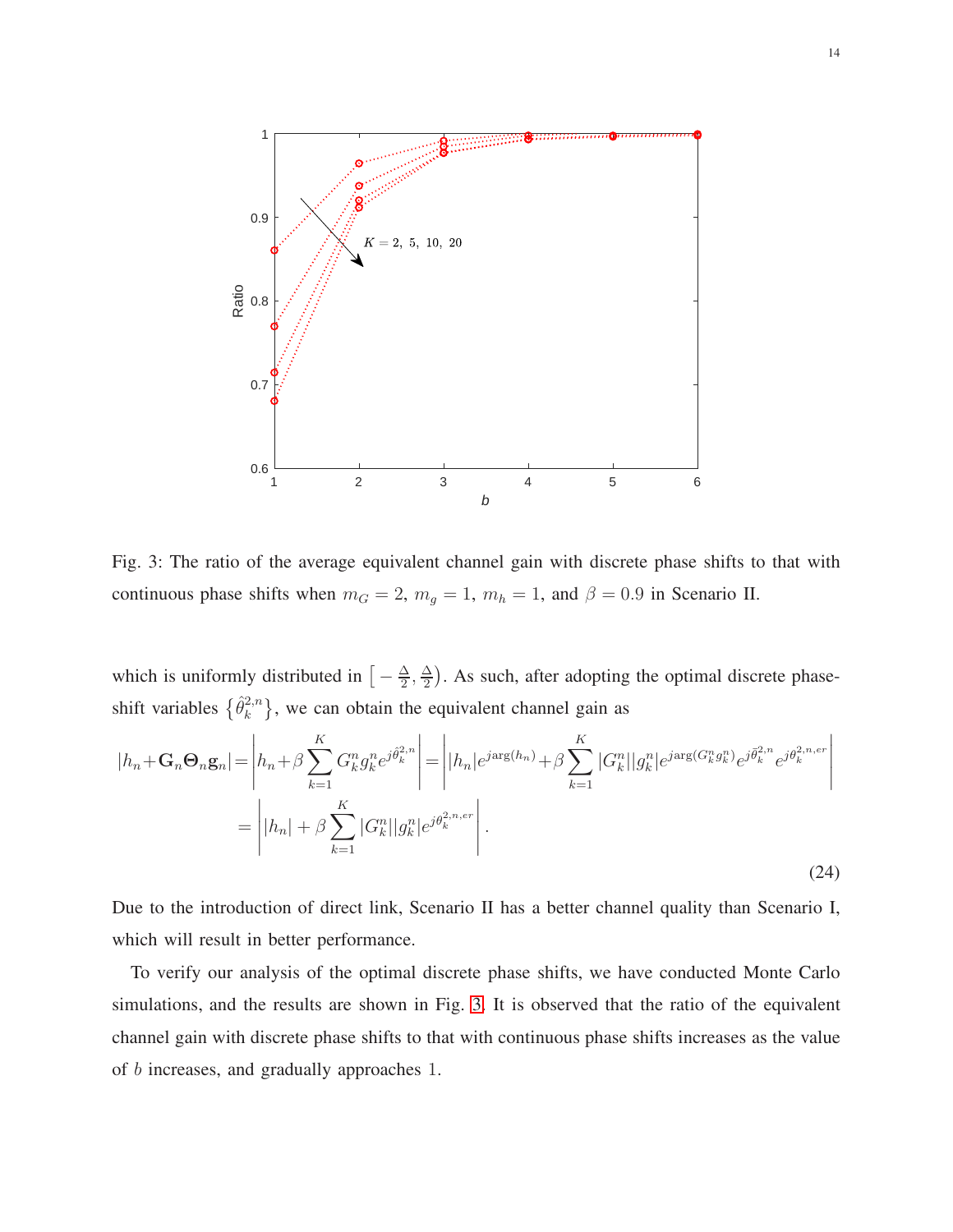Fig. 3: The ratio of the average equivalent channel gain with discrete phase shifts to that with continuous phase shifts when $m_G = 2$, $m_g = 1$, $m_h = 1$, and $\beta = 0.9$ in Scenario II.

which is uniformly distributed in $\left[-\frac{\Delta}{2}, \frac{\Delta}{2}\right)$. As such, after adopting the optimal discrete phase-shift variables $\left\{\hat{\theta}_k^{2,n}\right\}$, we can obtain the equivalent channel gain as

$$
\begin{aligned}
|h_n+\mathbf{G}_n\mathbf{\Theta}_n\mathbf{g}_n| &= \left|h_n+\beta\sum_{k=1}^{K}G_k^n g_k^n e^{j\hat{\theta}_k^{2,n}}\right| = \left||h_n|e^{j\arg(h_n)}+\beta\sum_{k=1}^{K}|G_k^n||g_k^n|e^{j\arg(G_k^n g_k^n)}e^{j\bar{\theta}_k^{2,n}}e^{j\theta_k^{2,n,er}}\right| \\
&= \left||h_n| + \beta\sum_{k=1}^{K}|G_k^n||g_k^n|e^{j\theta_k^{2,n,er}}\right|.
\end{aligned}
\tag{24}
$$

Due to the introduction of direct link, Scenario II has a better channel quality than Scenario I, which will result in better performance.

To verify our analysis of the optimal discrete phase shifts, we have conducted Monte Carlo simulations, and the results are shown in Fig. 3. It is observed that the ratio of the equivalent channel gain with discrete phase shifts to that with continuous phase shifts increases as the value of $b$ increases, and gradually approaches 1.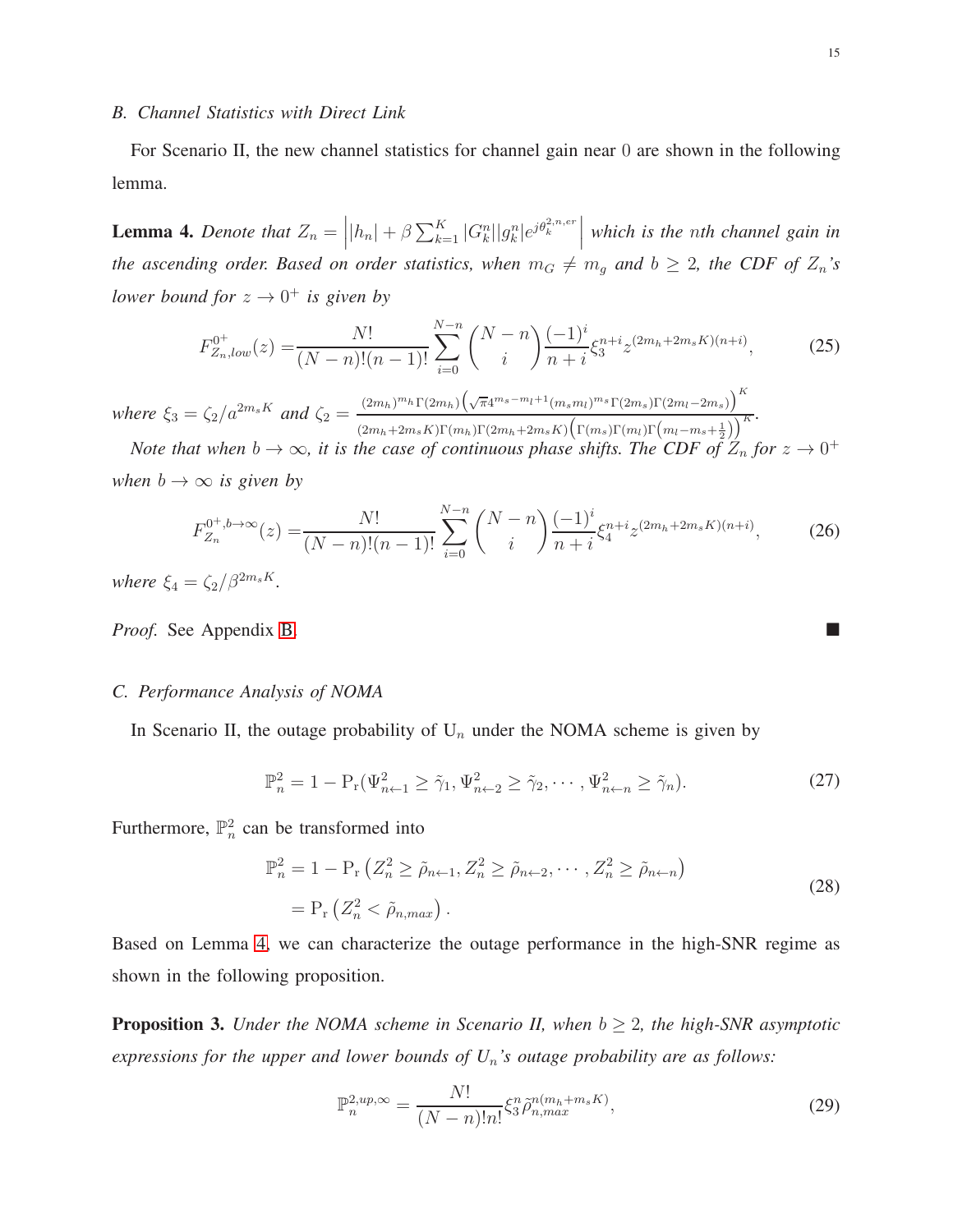### B. Channel Statistics with Direct Link

For Scenario II, the new channel statistics for channel gain near 0 are shown in the following lemma.

**Lemma 4.** *Denote that $Z_n = \left| |h_n| + \beta \sum_{k=1}^{K} |G_k^n||g_k^n| e^{j\theta_k^{2,n,er}} \right|$ which is the $n$th channel gain in the ascending order. Based on order statistics, when $m_G \neq m_g$ and $b \geq 2$, the CDF of $Z_n$'s lower bound for $z \to 0^+$ is given by*

$$F_{Z_n,low}^{0^+}(z) = \frac{N!}{(N-n)!(n-1)!} \sum_{i=0}^{N-n} \binom{N-n}{i} \frac{(-1)^i}{n+i} \xi_3^{n+i} z^{(2m_h+2m_sK)(n+i)}, \tag{25}$$

*where $\xi_3 = \zeta_2 / a^{2m_sK}$ and $\zeta_2 = \frac{(2m_h)^{m_h}\Gamma(2m_h)\left(\sqrt{\pi}4^{m_s-m_l+1}(m_sm_l)^{m_s}\Gamma(2m_s)\Gamma(2m_l-2m_s)\right)^K}{(2m_h+2m_sK)\Gamma(m_h)\Gamma(2m_h+2m_sK)\left(\Gamma(m_s)\Gamma(m_l)\Gamma\left(m_l-m_s+\frac{1}{2}\right)\right)^K}$.*

*Note that when $b \to \infty$, it is the case of continuous phase shifts. The CDF of $Z_n$ for $z \to 0^+$ when $b \to \infty$ is given by*

$$F_{Z_n}^{0^+,b\to\infty}(z) = \frac{N!}{(N-n)!(n-1)!} \sum_{i=0}^{N-n} \binom{N-n}{i} \frac{(-1)^i}{n+i} \xi_4^{n+i} z^{(2m_h+2m_sK)(n+i)}, \tag{26}$$

*where $\xi_4 = \zeta_2 / \beta^{2m_sK}$.*

*Proof.* See Appendix B. ■

### C. Performance Analysis of NOMA

In Scenario II, the outage probability of $U_n$ under the NOMA scheme is given by

$$\mathbb{P}_n^2 = 1 - \mathrm{P_r}(\Psi_{n\leftarrow 1}^2 \geq \tilde{\gamma}_1, \Psi_{n\leftarrow 2}^2 \geq \tilde{\gamma}_2, \cdots, \Psi_{n\leftarrow n}^2 \geq \tilde{\gamma}_n). \tag{27}$$

Furthermore, $\mathbb{P}_n^2$ can be transformed into

$$\begin{aligned} \mathbb{P}_n^2 &= 1 - \mathrm{P_r}\left(Z_n^2 \geq \tilde{\rho}_{n\leftarrow 1}, Z_n^2 \geq \tilde{\rho}_{n\leftarrow 2}, \cdots, Z_n^2 \geq \tilde{\rho}_{n\leftarrow n}\right) \\ &= \mathrm{P_r}\left(Z_n^2 < \tilde{\rho}_{n,max}\right). \end{aligned} \tag{28}$$

Based on Lemma 4, we can characterize the outage performance in the high-SNR regime as shown in the following proposition.

**Proposition 3.** *Under the NOMA scheme in Scenario II, when $b \geq 2$, the high-SNR asymptotic expressions for the upper and lower bounds of $U_n$'s outage probability are as follows:*

$$\mathbb{P}_n^{2,up,\infty} = \frac{N!}{(N-n)!n!} \xi_3^n \tilde{\rho}_{n,max}^{n(m_h+m_sK)}, \tag{29}$$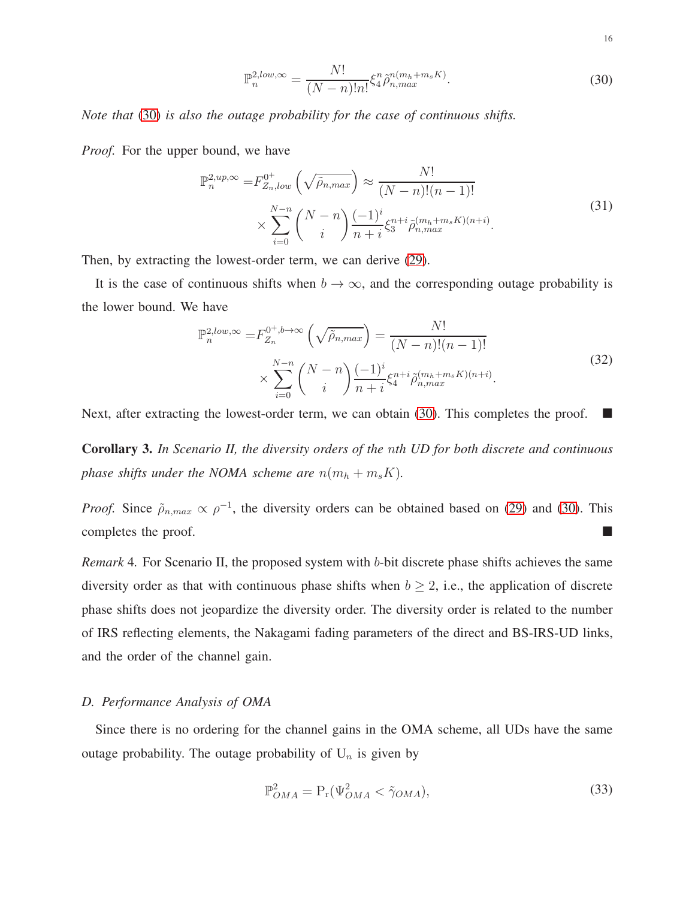$$\mathbb{P}_n^{2,low,\infty} = \frac{N!}{(N-n)!n!}\xi_4^n \tilde{\rho}_{n,max}^{n(m_h+m_s K)}. \tag{30}$$

*Note that (30) is also the outage probability for the case of continuous shifts.*

*Proof.* For the upper bound, we have

$$\begin{aligned}\mathbb{P}_n^{2,up,\infty} =& F_{Z_n,low}^{0^+}\left(\sqrt{\tilde{\rho}_{n,max}}\right) \approx \frac{N!}{(N-n)!(n-1)!} \\ &\times \sum_{i=0}^{N-n}\binom{N-n}{i}\frac{(-1)^i}{n+i}\xi_3^{n+i}\tilde{\rho}_{n,max}^{(m_h+m_s K)(n+i)}.\end{aligned} \tag{31}$$

Then, by extracting the lowest-order term, we can derive (29).

It is the case of continuous shifts when $b \to \infty$, and the corresponding outage probability is the lower bound. We have

$$\begin{aligned}\mathbb{P}_n^{2,low,\infty} =& F_{Z_n}^{0^+,b\to\infty}\left(\sqrt{\tilde{\rho}_{n,max}}\right) = \frac{N!}{(N-n)!(n-1)!} \\ &\times \sum_{i=0}^{N-n}\binom{N-n}{i}\frac{(-1)^i}{n+i}\xi_4^{n+i}\tilde{\rho}_{n,max}^{(m_h+m_s K)(n+i)}.\end{aligned} \tag{32}$$

Next, after extracting the lowest-order term, we can obtain (30). This completes the proof. ■

**Corollary 3.** *In Scenario II, the diversity orders of the $n$th UD for both discrete and continuous phase shifts under the NOMA scheme are $n(m_h + m_s K)$.*

*Proof.* Since $\tilde{\rho}_{n,max} \propto \rho^{-1}$, the diversity orders can be obtained based on (29) and (30). This completes the proof. ■

*Remark 4.* For Scenario II, the proposed system with $b$-bit discrete phase shifts achieves the same diversity order as that with continuous phase shifts when $b \geq 2$, i.e., the application of discrete phase shifts does not jeopardize the diversity order. The diversity order is related to the number of IRS reflecting elements, the Nakagami fading parameters of the direct and BS-IRS-UD links, and the order of the channel gain.

### D. Performance Analysis of OMA

Since there is no ordering for the channel gains in the OMA scheme, all UDs have the same outage probability. The outage probability of $\mathrm{U}_n$ is given by

$$\mathbb{P}_{OMA}^2 = \mathrm{P_r}(\Psi_{OMA}^2 < \tilde{\gamma}_{OMA}), \tag{33}$$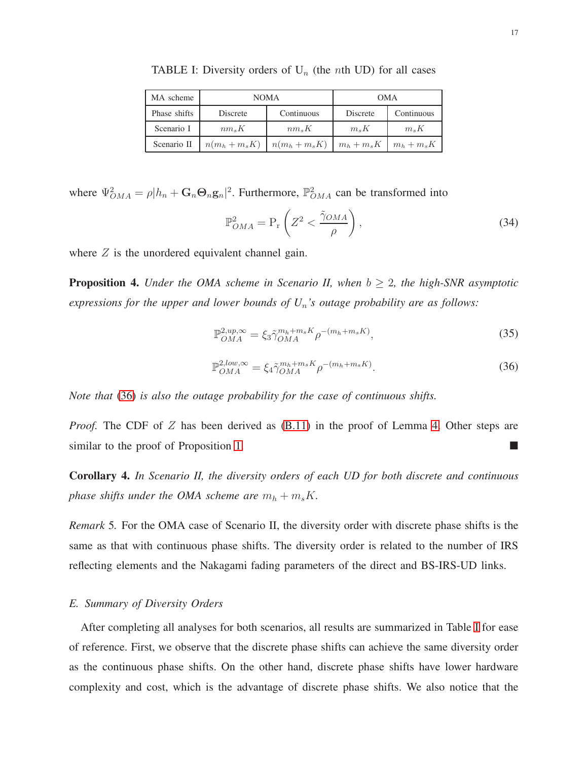TABLE I: Diversity orders of $\mathrm{U}_n$ (the $n$th UD) for all cases

| MA scheme | NOMA | | OMA | |
|---|---|---|---|---|
| Phase shifts | Discrete | Continuous | Discrete | Continuous |
| Scenario I | $nm_sK$ | $nm_sK$ | $m_sK$ | $m_sK$ |
| Scenario II | $n(m_h+m_sK)$ | $n(m_h+m_sK)$ | $m_h+m_sK$ | $m_h+m_sK$ |

where $\Psi_{OMA}^2 = \rho|h_n + \mathbf{G}_n\boldsymbol{\Theta}_n\mathbf{g}_n|^2$. Furthermore, $\mathbb{P}_{OMA}^2$ can be transformed into

$$\mathbb{P}_{OMA}^2 = \mathrm{P_r}\left(Z^2 < \frac{\tilde{\gamma}_{OMA}}{\rho}\right), \tag{34}$$

where $Z$ is the unordered equivalent channel gain.

**Proposition 4.** *Under the OMA scheme in Scenario II, when $b \geq 2$, the high-SNR asymptotic expressions for the upper and lower bounds of $U_n$'s outage probability are as follows:*

$$\mathbb{P}_{OMA}^{2,up,\infty} = \xi_3 \tilde{\gamma}_{OMA}^{m_h+m_sK} \rho^{-(m_h+m_sK)}, \tag{35}$$

$$\mathbb{P}_{OMA}^{2,low,\infty} = \xi_4 \tilde{\gamma}_{OMA}^{m_h+m_sK} \rho^{-(m_h+m_sK)}. \tag{36}$$

*Note that (36) is also the outage probability for the case of continuous shifts.*

*Proof.* The CDF of $Z$ has been derived as (B.11) in the proof of Lemma 4. Other steps are similar to the proof of Proposition 1. ■

**Corollary 4.** *In Scenario II, the diversity orders of each UD for both discrete and continuous phase shifts under the OMA scheme are $m_h + m_sK$.*

*Remark* 5. For the OMA case of Scenario II, the diversity order with discrete phase shifts is the same as that with continuous phase shifts. The diversity order is related to the number of IRS reflecting elements and the Nakagami fading parameters of the direct and BS-IRS-UD links.

### *E. Summary of Diversity Orders*

After completing all analyses for both scenarios, all results are summarized in Table I for ease of reference. First, we observe that the discrete phase shifts can achieve the same diversity order as the continuous phase shifts. On the other hand, discrete phase shifts have lower hardware complexity and cost, which is the advantage of discrete phase shifts. We also notice that the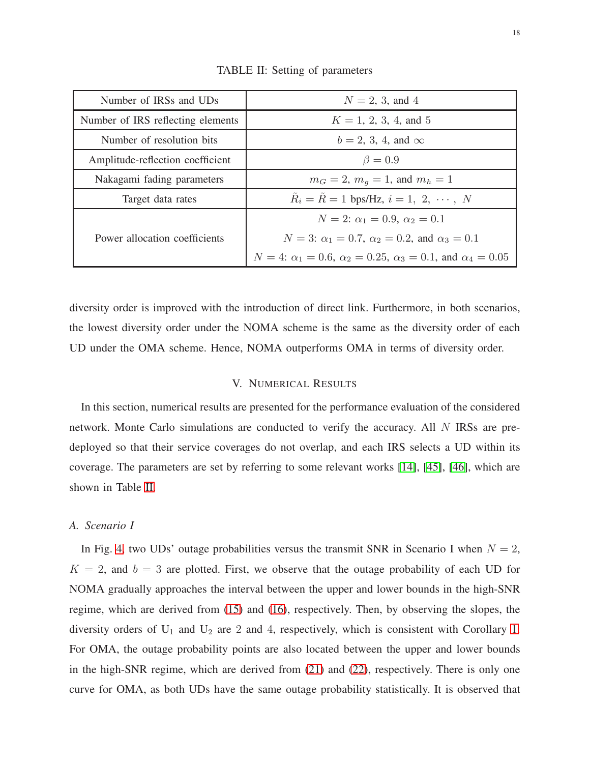TABLE II: Setting of parameters

| Parameter | Value |
| --- | --- |
| Number of IRSs and UDs | $N = 2$, 3, and 4 |
| Number of IRS reflecting elements | $K = 1$, 2, 3, 4, and 5 |
| Number of resolution bits | $b = 2$, 3, 4, and $\infty$ |
| Amplitude-reflection coefficient | $\beta = 0.9$ |
| Nakagami fading parameters | $m_G = 2$, $m_g = 1$, and $m_h = 1$ |
| Target data rates | $\tilde{R}_i = \tilde{R} = 1$ bps/Hz, $i = 1, 2, \cdots, N$ |
| Power allocation coefficients | $N = 2$: $\alpha_1 = 0.9$, $\alpha_2 = 0.1$ <br> $N = 3$: $\alpha_1 = 0.7$, $\alpha_2 = 0.2$, and $\alpha_3 = 0.1$ <br> $N = 4$: $\alpha_1 = 0.6$, $\alpha_2 = 0.25$, $\alpha_3 = 0.1$, and $\alpha_4 = 0.05$ |

diversity order is improved with the introduction of direct link. Furthermore, in both scenarios, the lowest diversity order under the NOMA scheme is the same as the diversity order of each UD under the OMA scheme. Hence, NOMA outperforms OMA in terms of diversity order.

## V. Numerical Results

In this section, numerical results are presented for the performance evaluation of the considered network. Monte Carlo simulations are conducted to verify the accuracy. All $N$ IRSs are pre-deployed so that their service coverages do not overlap, and each IRS selects a UD within its coverage. The parameters are set by referring to some relevant works [14], [45], [46], which are shown in Table II.

### A. Scenario I

In Fig. 4, two UDs' outage probabilities versus the transmit SNR in Scenario I when $N = 2$, $K = 2$, and $b = 3$ are plotted. First, we observe that the outage probability of each UD for NOMA gradually approaches the interval between the upper and lower bounds in the high-SNR regime, which are derived from (15) and (16), respectively. Then, by observing the slopes, the diversity orders of $\text{U}_1$ and $\text{U}_2$ are 2 and 4, respectively, which is consistent with Corollary 1. For OMA, the outage probability points are also located between the upper and lower bounds in the high-SNR regime, which are derived from (21) and (22), respectively. There is only one curve for OMA, as both UDs have the same outage probability statistically. It is observed that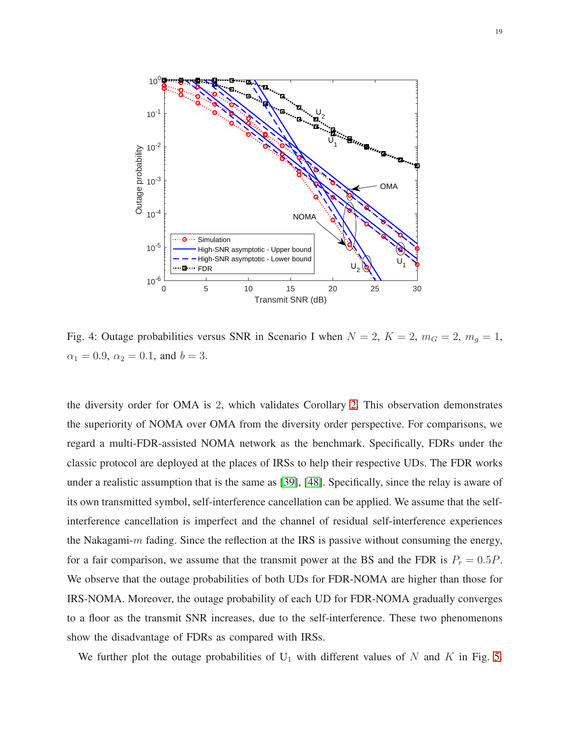Fig. 4: Outage probabilities versus SNR in Scenario I when $N = 2$, $K = 2$, $m_G = 2$, $m_g = 1$, $\alpha_1 = 0.9$, $\alpha_2 = 0.1$, and $b = 3$.

the diversity order for OMA is 2, which validates Corollary 2. This observation demonstrates the superiority of NOMA over OMA from the diversity order perspective. For comparisons, we regard a multi-FDR-assisted NOMA network as the benchmark. Specifically, FDRs under the classic protocol are deployed at the places of IRSs to help their respective UDs. The FDR works under a realistic assumption that is the same as [39], [48]. Specifically, since the relay is aware of its own transmitted symbol, self-interference cancellation can be applied. We assume that the self-interference cancellation is imperfect and the channel of residual self-interference experiences the Nakagami-$m$ fading. Since the reflection at the IRS is passive without consuming the energy, for a fair comparison, we assume that the transmit power at the BS and the FDR is $P_r = 0.5P$. We observe that the outage probabilities of both UDs for FDR-NOMA are higher than those for IRS-NOMA. Moreover, the outage probability of each UD for FDR-NOMA gradually converges to a floor as the transmit SNR increases, due to the self-interference. These two phenomenons show the disadvantage of FDRs as compared with IRSs.

We further plot the outage probabilities of $U_1$ with different values of $N$ and $K$ in Fig. 5.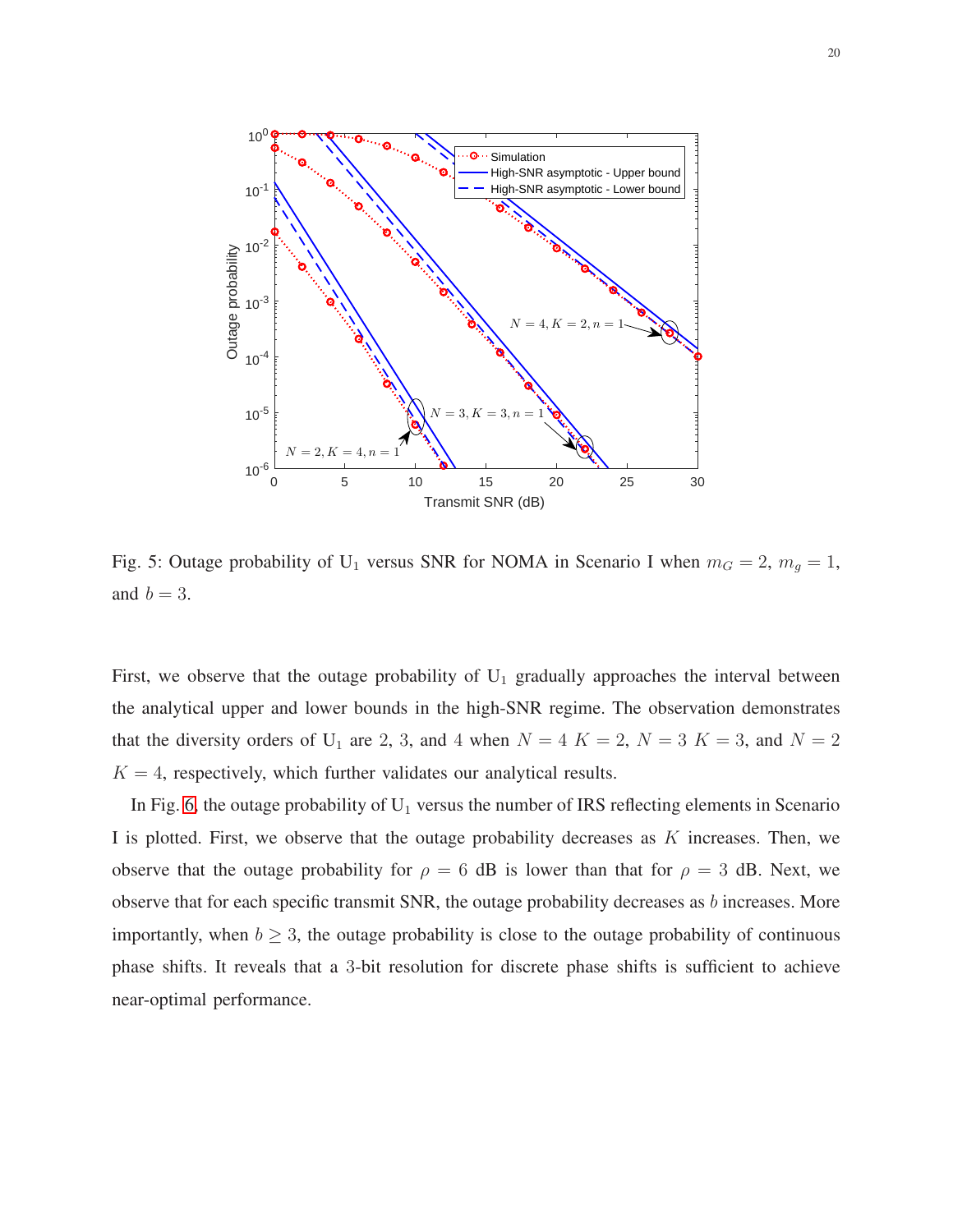Fig. 5: Outage probability of $\mathrm{U}_1$ versus SNR for NOMA in Scenario I when $m_G = 2$, $m_g = 1$, and $b = 3$.

First, we observe that the outage probability of $\mathrm{U}_1$ gradually approaches the interval between the analytical upper and lower bounds in the high-SNR regime. The observation demonstrates that the diversity orders of $\mathrm{U}_1$ are 2, 3, and 4 when $N = 4$ $K = 2$, $N = 3$ $K = 3$, and $N = 2$ $K = 4$, respectively, which further validates our analytical results.

In Fig. 6, the outage probability of $\mathrm{U}_1$ versus the number of IRS reflecting elements in Scenario I is plotted. First, we observe that the outage probability decreases as $K$ increases. Then, we observe that the outage probability for $\rho = 6$ dB is lower than that for $\rho = 3$ dB. Next, we observe that for each specific transmit SNR, the outage probability decreases as $b$ increases. More importantly, when $b \geq 3$, the outage probability is close to the outage probability of continuous phase shifts. It reveals that a 3-bit resolution for discrete phase shifts is sufficient to achieve near-optimal performance.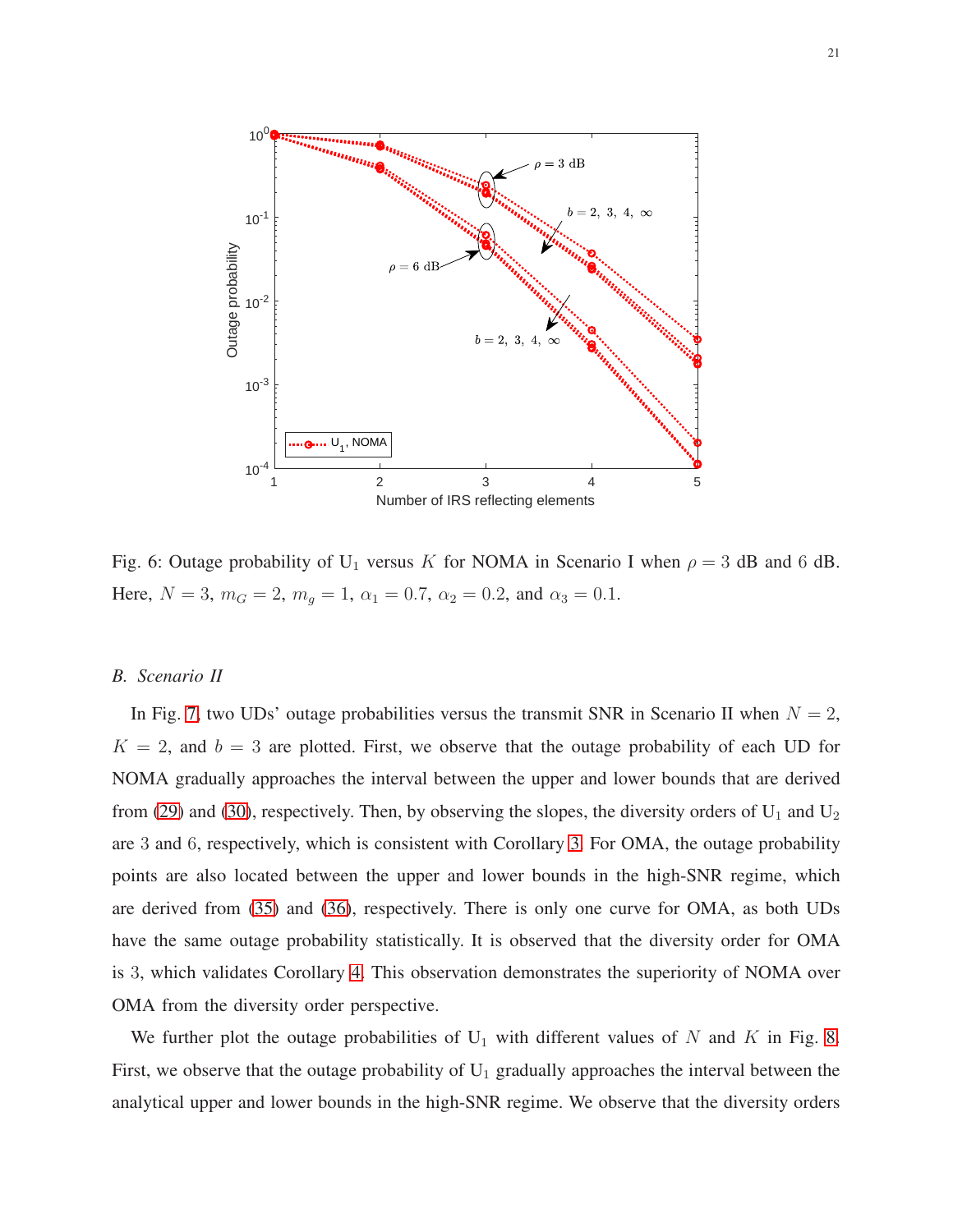Fig. 6: Outage probability of $U_1$ versus $K$ for NOMA in Scenario I when $\rho = 3$ dB and $6$ dB. Here, $N = 3$, $m_G = 2$, $m_g = 1$, $\alpha_1 = 0.7$, $\alpha_2 = 0.2$, and $\alpha_3 = 0.1$.

### *B. Scenario II*

In Fig. 7, two UDs' outage probabilities versus the transmit SNR in Scenario II when $N = 2$, $K = 2$, and $b = 3$ are plotted. First, we observe that the outage probability of each UD for NOMA gradually approaches the interval between the upper and lower bounds that are derived from (29) and (30), respectively. Then, by observing the slopes, the diversity orders of $U_1$ and $U_2$ are $3$ and $6$, respectively, which is consistent with Corollary 3. For OMA, the outage probability points are also located between the upper and lower bounds in the high-SNR regime, which are derived from (35) and (36), respectively. There is only one curve for OMA, as both UDs have the same outage probability statistically. It is observed that the diversity order for OMA is $3$, which validates Corollary 4. This observation demonstrates the superiority of NOMA over OMA from the diversity order perspective.

We further plot the outage probabilities of $U_1$ with different values of $N$ and $K$ in Fig. 8. First, we observe that the outage probability of $U_1$ gradually approaches the interval between the analytical upper and lower bounds in the high-SNR regime. We observe that the diversity orders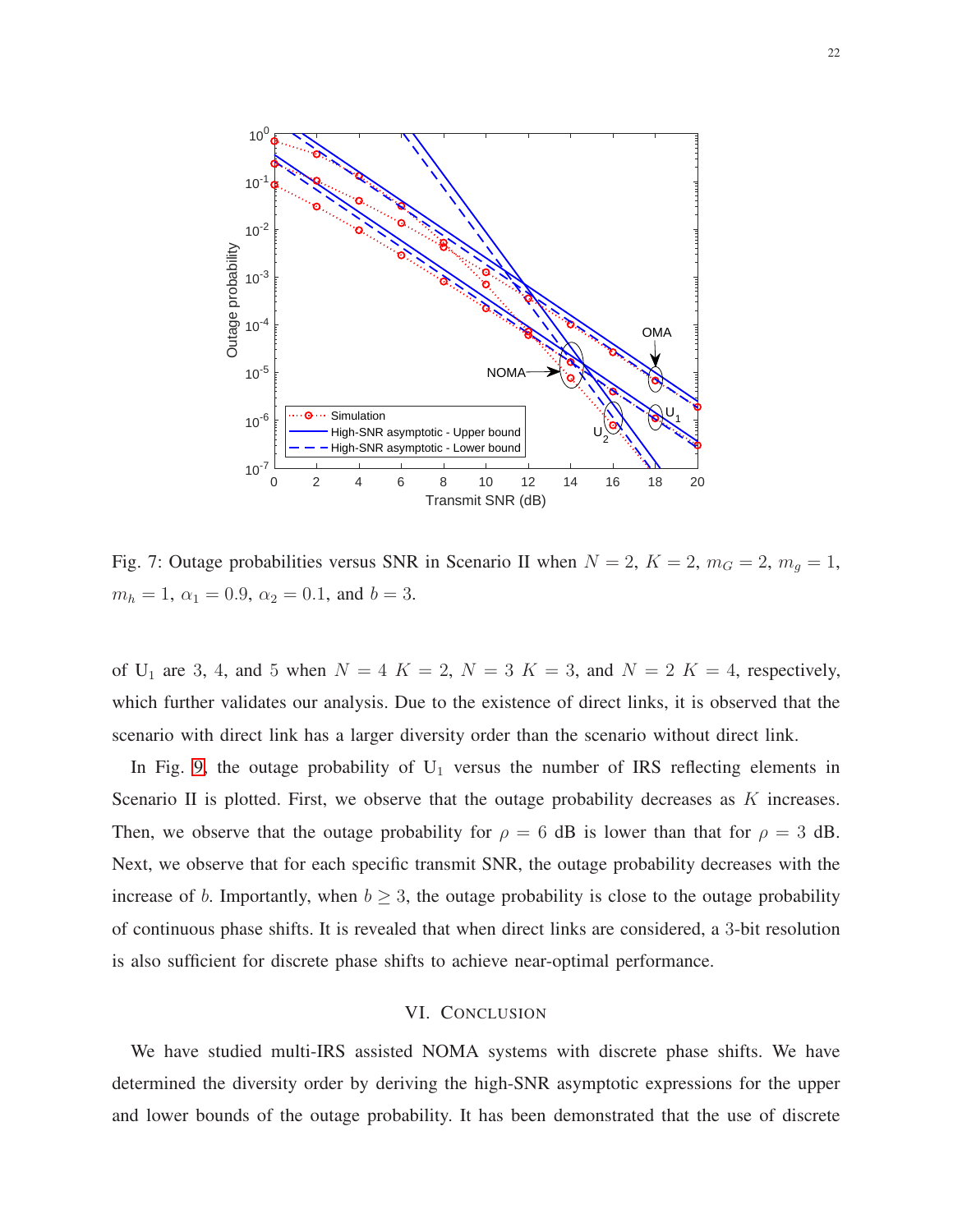Fig. 7: Outage probabilities versus SNR in Scenario II when $N = 2$, $K = 2$, $m_G = 2$, $m_g = 1$, $m_h = 1$, $\alpha_1 = 0.9$, $\alpha_2 = 0.1$, and $b = 3$.

of $\mathrm{U}_1$ are 3, 4, and 5 when $N = 4$ $K = 2$, $N = 3$ $K = 3$, and $N = 2$ $K = 4$, respectively, which further validates our analysis. Due to the existence of direct links, it is observed that the scenario with direct link has a larger diversity order than the scenario without direct link.

In Fig. 9, the outage probability of $\mathrm{U}_1$ versus the number of IRS reflecting elements in Scenario II is plotted. First, we observe that the outage probability decreases as $K$ increases. Then, we observe that the outage probability for $\rho = 6$ dB is lower than that for $\rho = 3$ dB. Next, we observe that for each specific transmit SNR, the outage probability decreases with the increase of $b$. Importantly, when $b \geq 3$, the outage probability is close to the outage probability of continuous phase shifts. It is revealed that when direct links are considered, a 3-bit resolution is also sufficient for discrete phase shifts to achieve near-optimal performance.

## VI. Conclusion

We have studied multi-IRS assisted NOMA systems with discrete phase shifts. We have determined the diversity order by deriving the high-SNR asymptotic expressions for the upper and lower bounds of the outage probability. It has been demonstrated that the use of discrete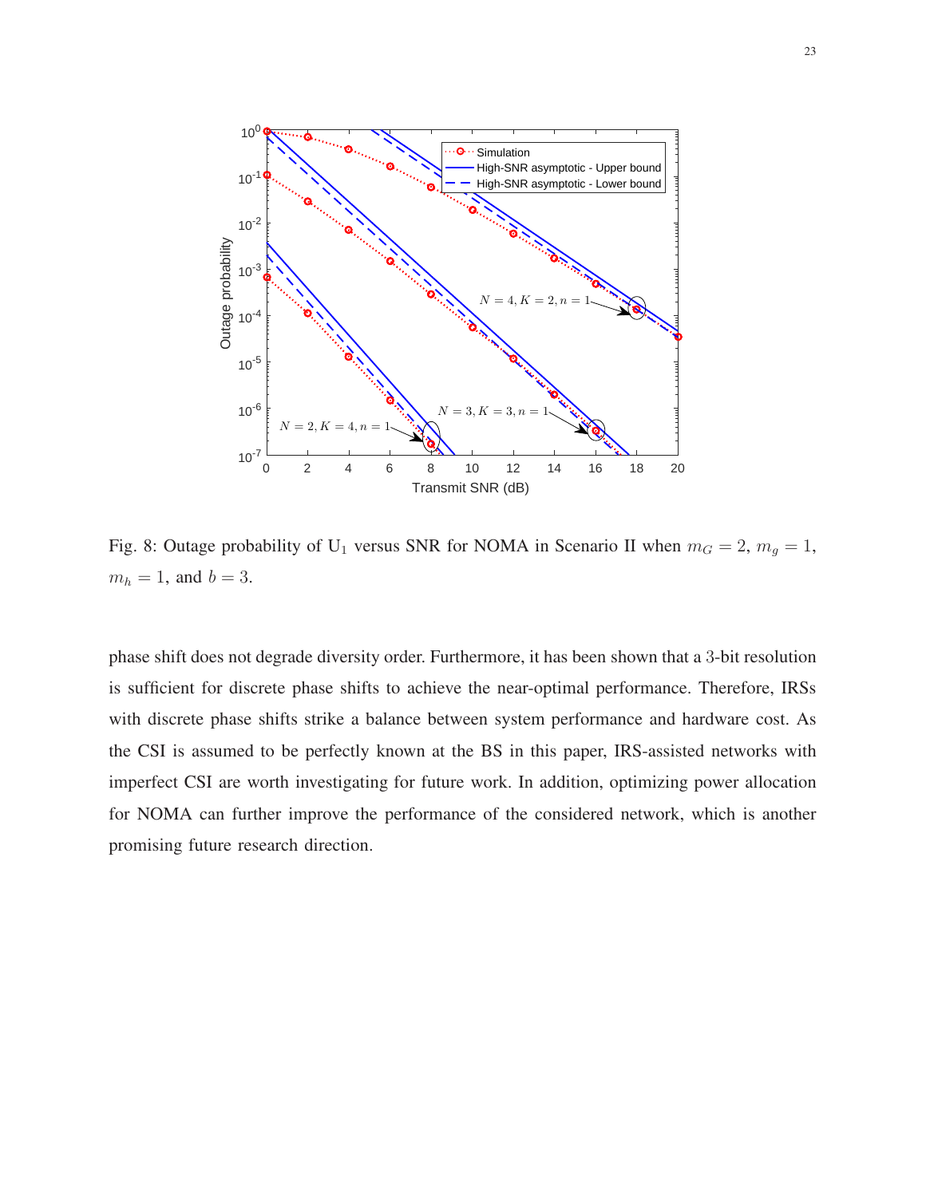Fig. 8: Outage probability of $U_1$ versus SNR for NOMA in Scenario II when $m_G = 2$, $m_g = 1$, $m_h = 1$, and $b = 3$.

phase shift does not degrade diversity order. Furthermore, it has been shown that a 3-bit resolution is sufficient for discrete phase shifts to achieve the near-optimal performance. Therefore, IRSs with discrete phase shifts strike a balance between system performance and hardware cost. As the CSI is assumed to be perfectly known at the BS in this paper, IRS-assisted networks with imperfect CSI are worth investigating for future work. In addition, optimizing power allocation for NOMA can further improve the performance of the considered network, which is another promising future research direction.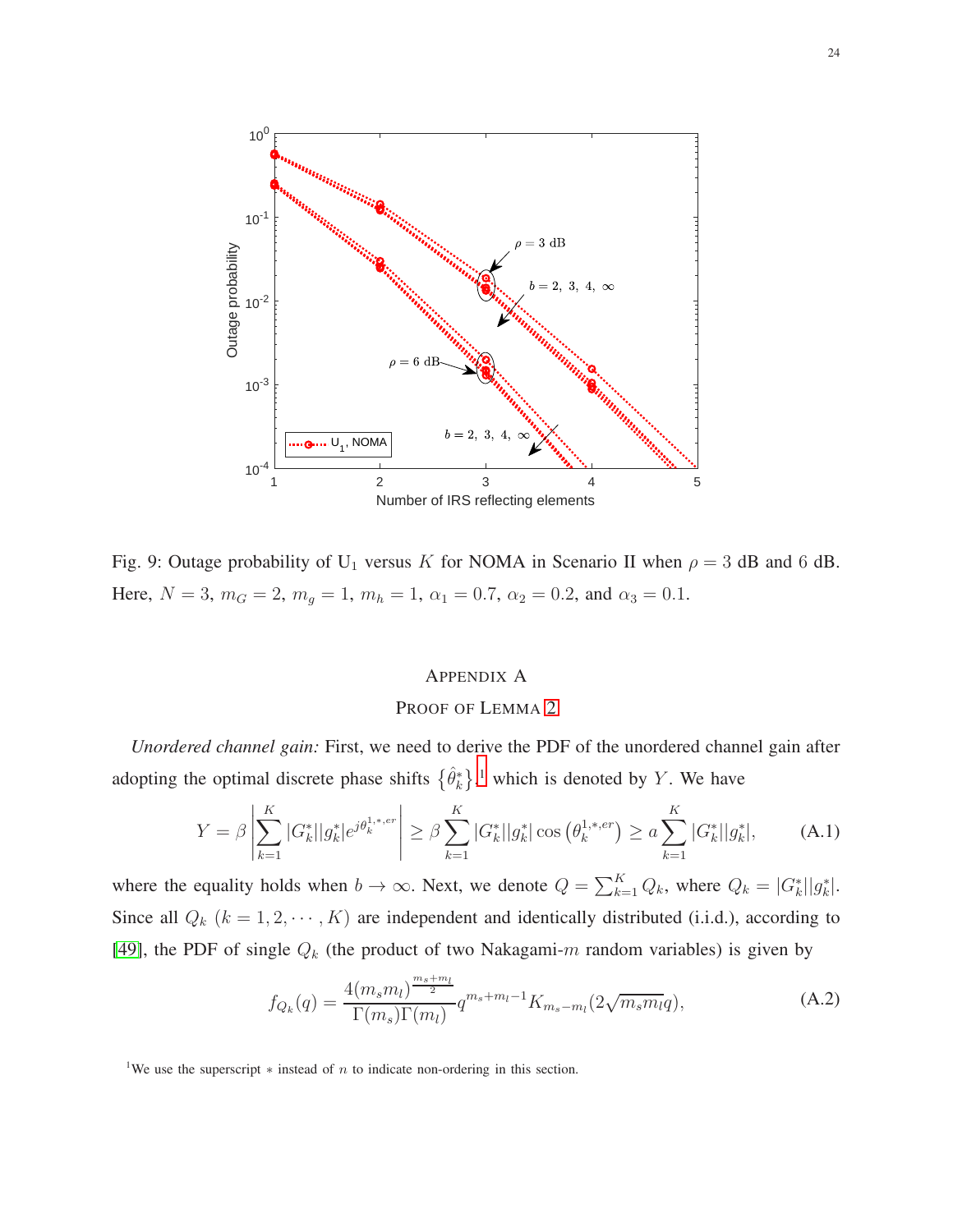Fig. 9: Outage probability of $\mathrm{U}_1$ versus $K$ for NOMA in Scenario II when $\rho = 3$ dB and $6$ dB. Here, $N = 3$, $m_G = 2$, $m_g = 1$, $m_h = 1$, $\alpha_1 = 0.7$, $\alpha_2 = 0.2$, and $\alpha_3 = 0.1$.

## APPENDIX A
## PROOF OF LEMMA 2

*Unordered channel gain:* First, we need to derive the PDF of the unordered channel gain after adopting the optimal discrete phase shifts $\left\{\hat{\theta}_k^*\right\}$,[1] which is denoted by $Y$. We have

$$Y = \beta \left| \sum_{k=1}^{K} |G_k^*||g_k^*| e^{j\theta_k^{1,*,er}} \right| \geq \beta \sum_{k=1}^{K} |G_k^*||g_k^*| \cos\left(\theta_k^{1,*,er}\right) \geq a \sum_{k=1}^{K} |G_k^*||g_k^*|, \tag{A.1}$$

where the equality holds when $b \to \infty$. Next, we denote $Q = \sum_{k=1}^{K} Q_k$, where $Q_k = |G_k^*||g_k^*|$. Since all $Q_k$ $(k = 1, 2, \cdots, K)$ are independent and identically distributed (i.i.d.), according to [49], the PDF of single $Q_k$ (the product of two Nakagami-$m$ random variables) is given by

$$f_{Q_k}(q) = \frac{4(m_s m_l)^{\frac{m_s+m_l}{2}}}{\Gamma(m_s)\Gamma(m_l)} q^{m_s+m_l-1} K_{m_s-m_l}(2\sqrt{m_s m_l} q), \tag{A.2}$$

[1] We use the superscript $*$ instead of $n$ to indicate non-ordering in this section.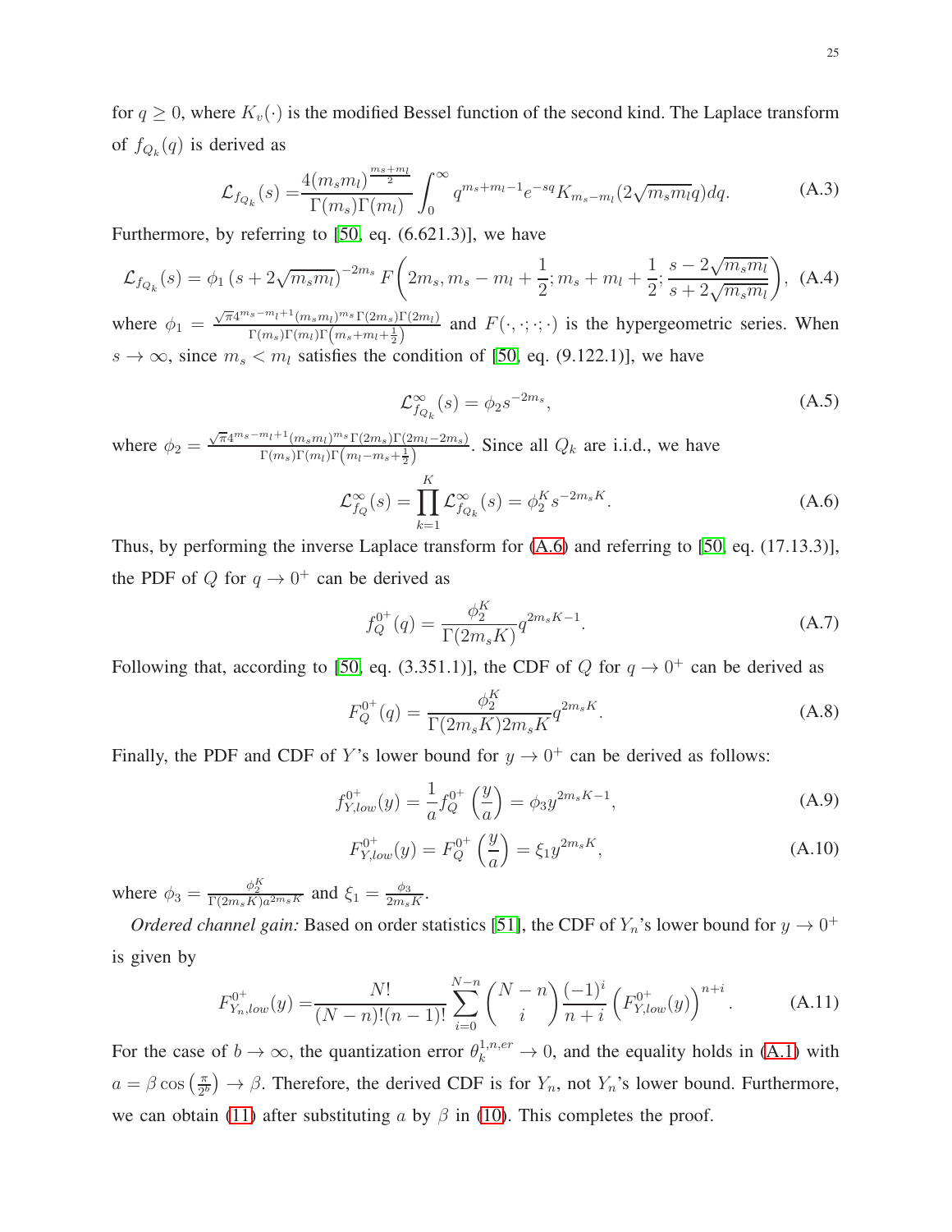for $q \geq 0$, where $K_v(\cdot)$ is the modified Bessel function of the second kind. The Laplace transform of $f_{Q_k}(q)$ is derived as

$$\mathcal{L}_{f_{Q_k}}(s) = \frac{4(m_s m_l)^{\frac{m_s+m_l}{2}}}{\Gamma(m_s)\Gamma(m_l)} \int_0^\infty q^{m_s+m_l-1} e^{-sq} K_{m_s-m_l}(2\sqrt{m_s m_l} q) dq. \tag{A.3}$$

Furthermore, by referring to [50, eq. (6.621.3)], we have

$$\mathcal{L}_{f_{Q_k}}(s) = \phi_1 \left(s + 2\sqrt{m_s m_l}\right)^{-2m_s} F\left(2m_s, m_s - m_l + \frac{1}{2}; m_s + m_l + \frac{1}{2}; \frac{s - 2\sqrt{m_s m_l}}{s + 2\sqrt{m_s m_l}}\right), \tag{A.4}$$

where $\phi_1 = \frac{\sqrt{\pi} 4^{m_s - m_l + 1} (m_s m_l)^{m_s} \Gamma(2m_s)\Gamma(2m_l)}{\Gamma(m_s)\Gamma(m_l)\Gamma\left(m_s + m_l + \frac{1}{2}\right)}$ and $F(\cdot, \cdot; \cdot; \cdot)$ is the hypergeometric series. When $s \to \infty$, since $m_s < m_l$ satisfies the condition of [50, eq. (9.122.1)], we have

$$\mathcal{L}^\infty_{f_{Q_k}}(s) = \phi_2 s^{-2m_s}, \tag{A.5}$$

where $\phi_2 = \frac{\sqrt{\pi} 4^{m_s - m_l + 1} (m_s m_l)^{m_s} \Gamma(2m_s)\Gamma(2m_l - 2m_s)}{\Gamma(m_s)\Gamma(m_l)\Gamma\left(m_l - m_s + \frac{1}{2}\right)}$. Since all $Q_k$ are i.i.d., we have

$$\mathcal{L}^\infty_{f_Q}(s) = \prod_{k=1}^{K} \mathcal{L}^\infty_{f_{Q_k}}(s) = \phi_2^K s^{-2m_s K}. \tag{A.6}$$

Thus, by performing the inverse Laplace transform for (A.6) and referring to [50, eq. (17.13.3)], the PDF of $Q$ for $q \to 0^+$ can be derived as

$$f_Q^{0^+}(q) = \frac{\phi_2^K}{\Gamma(2m_s K)} q^{2m_s K - 1}. \tag{A.7}$$

Following that, according to [50, eq. (3.351.1)], the CDF of $Q$ for $q \to 0^+$ can be derived as

$$F_Q^{0^+}(q) = \frac{\phi_2^K}{\Gamma(2m_s K) 2m_s K} q^{2m_s K}. \tag{A.8}$$

Finally, the PDF and CDF of $Y$'s lower bound for $y \to 0^+$ can be derived as follows:

$$f_{Y,low}^{0^+}(y) = \frac{1}{a} f_Q^{0^+}\left(\frac{y}{a}\right) = \phi_3 y^{2m_s K - 1}, \tag{A.9}$$

$$F_{Y,low}^{0^+}(y) = F_Q^{0^+}\left(\frac{y}{a}\right) = \xi_1 y^{2m_s K}, \tag{A.10}$$

where $\phi_3 = \frac{\phi_2^K}{\Gamma(2m_s K) a^{2m_s K}}$ and $\xi_1 = \frac{\phi_3}{2m_s K}$.

*Ordered channel gain:* Based on order statistics [51], the CDF of $Y_n$'s lower bound for $y \to 0^+$ is given by

$$F_{Y_n,low}^{0^+}(y) = \frac{N!}{(N-n)!(n-1)!} \sum_{i=0}^{N-n} \binom{N-n}{i} \frac{(-1)^i}{n+i} \left(F_{Y,low}^{0^+}(y)\right)^{n+i}. \tag{A.11}$$

For the case of $b \to \infty$, the quantization error $\theta_k^{1,n,er} \to 0$, and the equality holds in (A.1) with $a = \beta \cos\left(\frac{\pi}{2^b}\right) \to \beta$. Therefore, the derived CDF is for $Y_n$, not $Y_n$'s lower bound. Furthermore, we can obtain (11) after substituting $a$ by $\beta$ in (10). This completes the proof.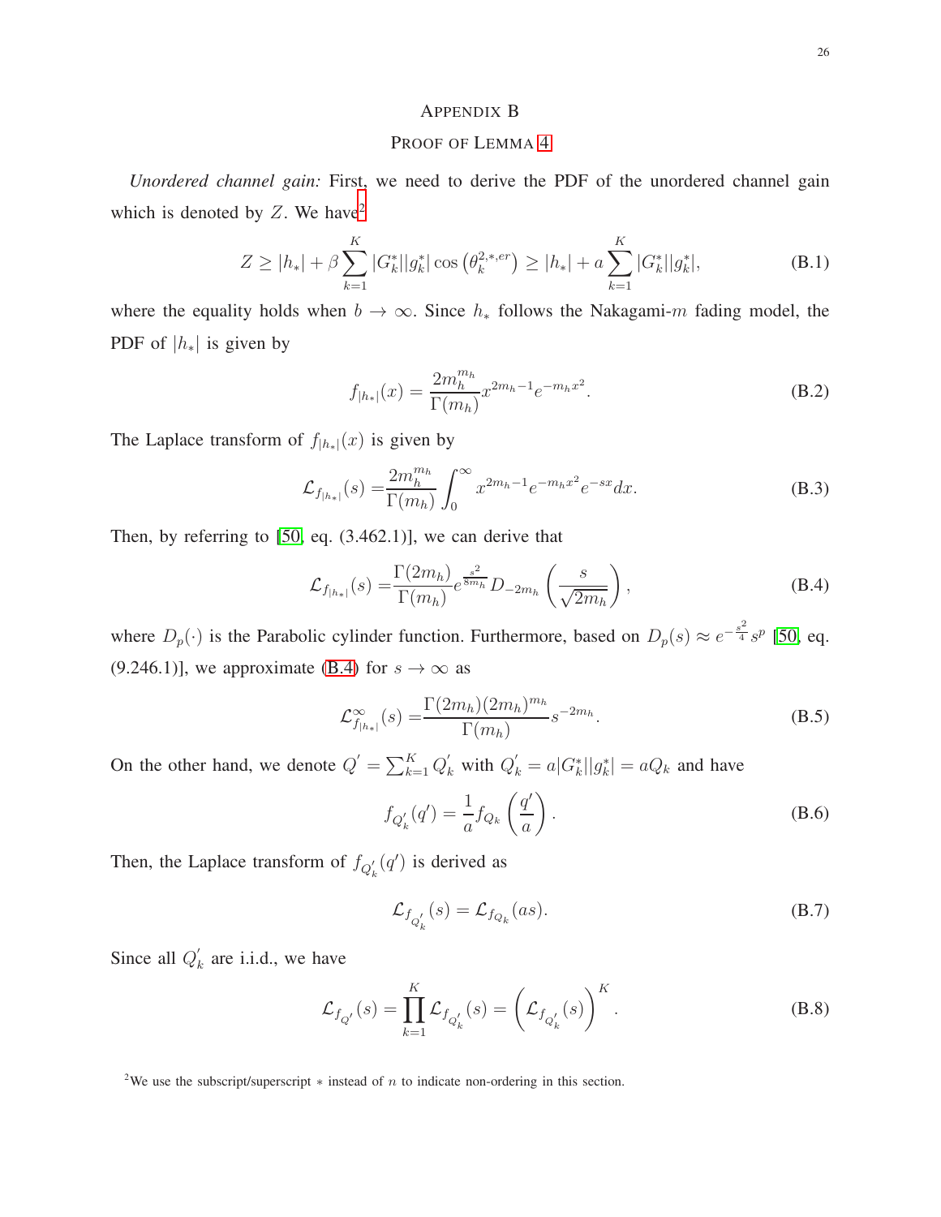# Appendix B

## Proof of Lemma 4

*Unordered channel gain:* First, we need to derive the PDF of the unordered channel gain which is denoted by $Z$. We have[2]

$$Z \geq |h_*| + \beta \sum_{k=1}^{K} |G_k^*||g_k^*| \cos\left(\theta_k^{2,*,er}\right) \geq |h_*| + a \sum_{k=1}^{K} |G_k^*||g_k^*|, \tag{B.1}$$

where the equality holds when $b \to \infty$. Since $h_*$ follows the Nakagami-$m$ fading model, the PDF of $|h_*|$ is given by

$$f_{|h_*|}(x) = \frac{2m_h^{m_h}}{\Gamma(m_h)} x^{2m_h - 1} e^{-m_h x^2}. \tag{B.2}$$

The Laplace transform of $f_{|h_*|}(x)$ is given by

$$\mathcal{L}_{f_{|h_*|}}(s) = \frac{2m_h^{m_h}}{\Gamma(m_h)} \int_0^\infty x^{2m_h-1} e^{-m_h x^2} e^{-sx} dx. \tag{B.3}$$

Then, by referring to [50, eq. (3.462.1)], we can derive that

$$\mathcal{L}_{f_{|h_*|}}(s) = \frac{\Gamma(2m_h)}{\Gamma(m_h)} e^{\frac{s^2}{8m_h}} D_{-2m_h}\left(\frac{s}{\sqrt{2m_h}}\right), \tag{B.4}$$

where $D_p(\cdot)$ is the Parabolic cylinder function. Furthermore, based on $D_p(s) \approx e^{-\frac{s^2}{4}} s^p$ [50, eq. (9.246.1)], we approximate (B.4) for $s \to \infty$ as

$$\mathcal{L}^{\infty}_{f_{|h_*|}}(s) = \frac{\Gamma(2m_h)(2m_h)^{m_h}}{\Gamma(m_h)} s^{-2m_h}. \tag{B.5}$$

On the other hand, we denote $Q' = \sum_{k=1}^{K} Q_k'$ with $Q_k' = a|G_k^*||g_k^*| = aQ_k$ and have

$$f_{Q_k'}(q') = \frac{1}{a} f_{Q_k}\left(\frac{q'}{a}\right). \tag{B.6}$$

Then, the Laplace transform of $f_{Q_k'}(q')$ is derived as

$$\mathcal{L}_{f_{Q_k'}}(s) = \mathcal{L}_{f_{Q_k}}(as). \tag{B.7}$$

Since all $Q_k'$ are i.i.d., we have

$$\mathcal{L}_{f_{Q'}}(s) = \prod_{k=1}^{K} \mathcal{L}_{f_{Q_k'}}(s) = \left(\mathcal{L}_{f_{Q_k'}}(s)\right)^K. \tag{B.8}$$

[2] We use the subscript/superscript $*$ instead of $n$ to indicate non-ordering in this section.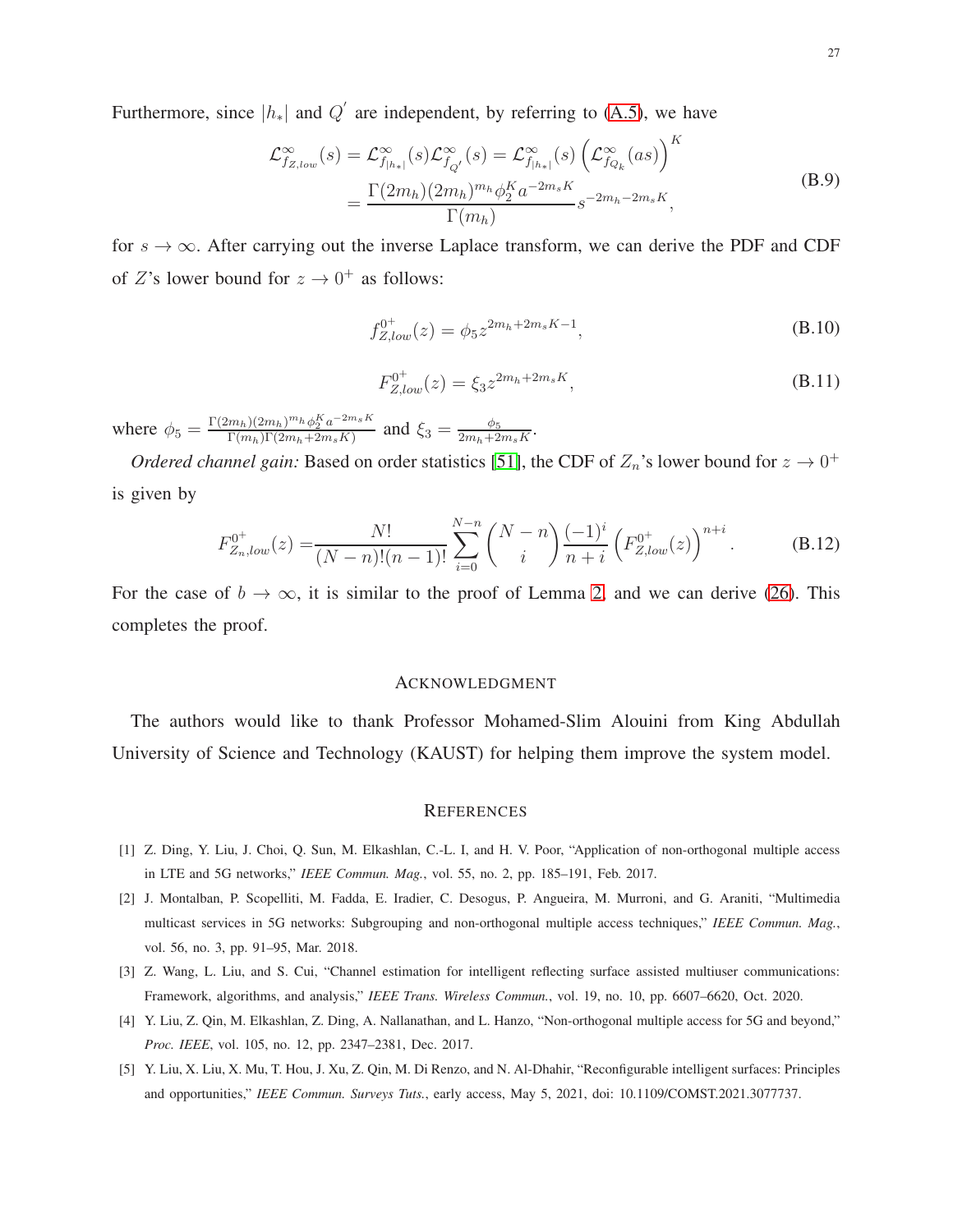Furthermore, since $|h_*|$ and $Q^{'}$ are independent, by referring to (A.5), we have

$$
\begin{aligned}
\mathcal{L}^{\infty}_{f_{Z,low}}(s) &= \mathcal{L}^{\infty}_{f_{|h_*|}}(s)\mathcal{L}^{\infty}_{f_{Q^{'}}}(s) = \mathcal{L}^{\infty}_{f_{|h_*|}}(s)\left(\mathcal{L}^{\infty}_{f_{Q_k}}(as)\right)^K \\
&= \frac{\Gamma(2m_h)(2m_h)^{m_h}\phi_2^K a^{-2m_sK}}{\Gamma(m_h)} s^{-2m_h-2m_sK},
\end{aligned}
\tag{B.9}
$$

for $s \to \infty$. After carrying out the inverse Laplace transform, we can derive the PDF and CDF of $Z$'s lower bound for $z \to 0^+$ as follows:

$$
f^{0^+}_{Z,low}(z) = \phi_5 z^{2m_h+2m_sK-1}, \tag{B.10}
$$

$$
F^{0^+}_{Z,low}(z) = \xi_3 z^{2m_h+2m_sK}, \tag{B.11}
$$

where $\phi_5 = \frac{\Gamma(2m_h)(2m_h)^{m_h}\phi_2^K a^{-2m_sK}}{\Gamma(m_h)\Gamma(2m_h+2m_sK)}$ and $\xi_3 = \frac{\phi_5}{2m_h+2m_sK}$.

*Ordered channel gain:* Based on order statistics [51], the CDF of $Z_n$'s lower bound for $z \to 0^+$ is given by

$$
F^{0^+}_{Z_n,low}(z) = \frac{N!}{(N-n)!(n-1)!}\sum_{i=0}^{N-n}\binom{N-n}{i}\frac{(-1)^i}{n+i}\left(F^{0^+}_{Z,low}(z)\right)^{n+i}. \tag{B.12}
$$

For the case of $b \to \infty$, it is similar to the proof of Lemma 2, and we can derive (26). This completes the proof.

## Acknowledgment

The authors would like to thank Professor Mohamed-Slim Alouini from King Abdullah University of Science and Technology (KAUST) for helping them improve the system model.

## References

[1] Z. Ding, Y. Liu, J. Choi, Q. Sun, M. Elkashlan, C.-L. I, and H. V. Poor, "Application of non-orthogonal multiple access in LTE and 5G networks," *IEEE Commun. Mag.*, vol. 55, no. 2, pp. 185–191, Feb. 2017.

[2] J. Montalban, P. Scopelliti, M. Fadda, E. Iradier, C. Desogus, P. Angueira, M. Murroni, and G. Araniti, "Multimedia multicast services in 5G networks: Subgrouping and non-orthogonal multiple access techniques," *IEEE Commun. Mag.*, vol. 56, no. 3, pp. 91–95, Mar. 2018.

[3] Z. Wang, L. Liu, and S. Cui, "Channel estimation for intelligent reflecting surface assisted multiuser communications: Framework, algorithms, and analysis," *IEEE Trans. Wireless Commun.*, vol. 19, no. 10, pp. 6607–6620, Oct. 2020.

[4] Y. Liu, Z. Qin, M. Elkashlan, Z. Ding, A. Nallanathan, and L. Hanzo, "Non-orthogonal multiple access for 5G and beyond," *Proc. IEEE*, vol. 105, no. 12, pp. 2347–2381, Dec. 2017.

[5] Y. Liu, X. Liu, X. Mu, T. Hou, J. Xu, Z. Qin, M. Di Renzo, and N. Al-Dhahir, "Reconfigurable intelligent surfaces: Principles and opportunities," *IEEE Commun. Surveys Tuts.*, early access, May 5, 2021, doi: 10.1109/COMST.2021.3077737.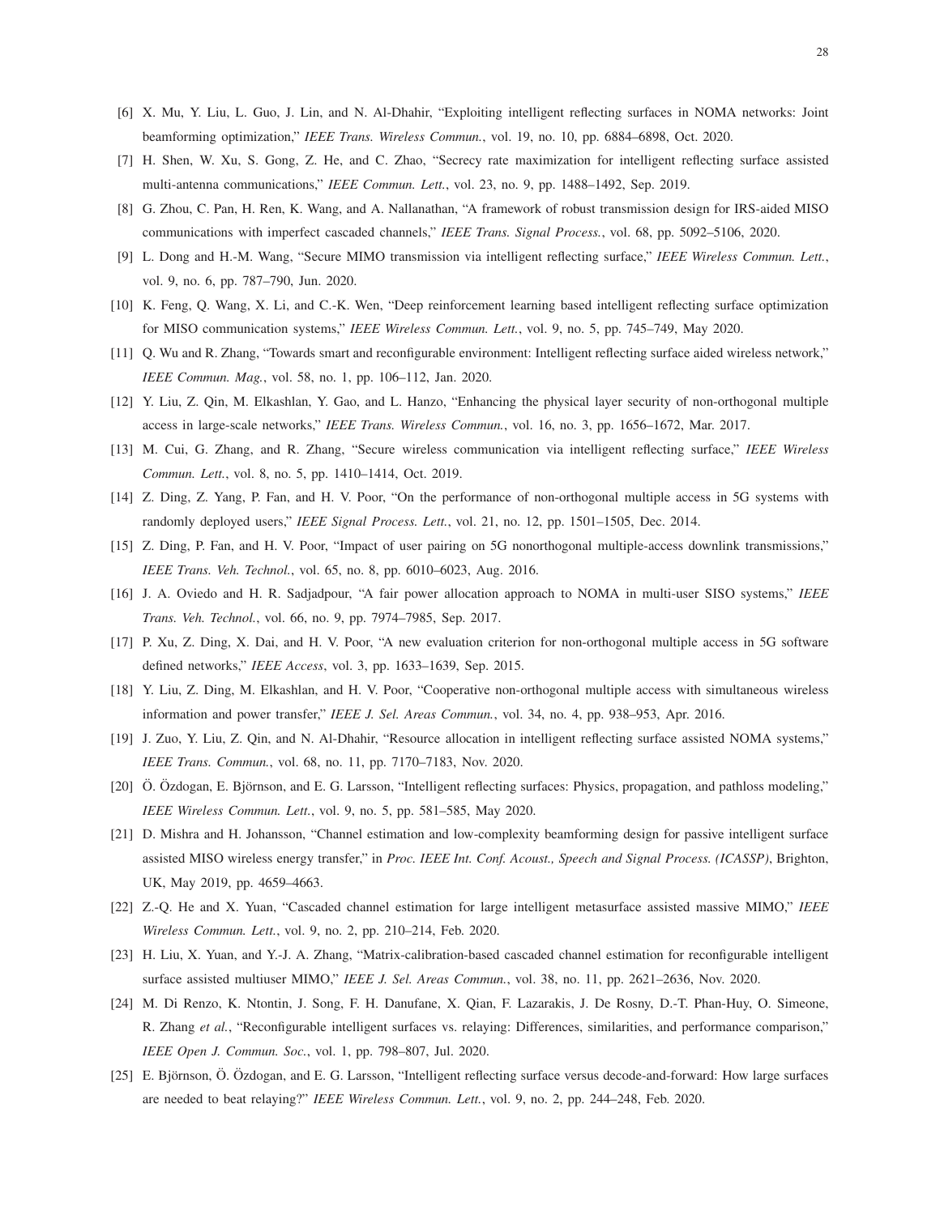[6] X. Mu, Y. Liu, L. Guo, J. Lin, and N. Al-Dhahir, "Exploiting intelligent reflecting surfaces in NOMA networks: Joint beamforming optimization," *IEEE Trans. Wireless Commun.*, vol. 19, no. 10, pp. 6884–6898, Oct. 2020.

[7] H. Shen, W. Xu, S. Gong, Z. He, and C. Zhao, "Secrecy rate maximization for intelligent reflecting surface assisted multi-antenna communications," *IEEE Commun. Lett.*, vol. 23, no. 9, pp. 1488–1492, Sep. 2019.

[8] G. Zhou, C. Pan, H. Ren, K. Wang, and A. Nallanathan, "A framework of robust transmission design for IRS-aided MISO communications with imperfect cascaded channels," *IEEE Trans. Signal Process.*, vol. 68, pp. 5092–5106, 2020.

[9] L. Dong and H.-M. Wang, "Secure MIMO transmission via intelligent reflecting surface," *IEEE Wireless Commun. Lett.*, vol. 9, no. 6, pp. 787–790, Jun. 2020.

[10] K. Feng, Q. Wang, X. Li, and C.-K. Wen, "Deep reinforcement learning based intelligent reflecting surface optimization for MISO communication systems," *IEEE Wireless Commun. Lett.*, vol. 9, no. 5, pp. 745–749, May 2020.

[11] Q. Wu and R. Zhang, "Towards smart and reconfigurable environment: Intelligent reflecting surface aided wireless network," *IEEE Commun. Mag.*, vol. 58, no. 1, pp. 106–112, Jan. 2020.

[12] Y. Liu, Z. Qin, M. Elkashlan, Y. Gao, and L. Hanzo, "Enhancing the physical layer security of non-orthogonal multiple access in large-scale networks," *IEEE Trans. Wireless Commun.*, vol. 16, no. 3, pp. 1656–1672, Mar. 2017.

[13] M. Cui, G. Zhang, and R. Zhang, "Secure wireless communication via intelligent reflecting surface," *IEEE Wireless Commun. Lett.*, vol. 8, no. 5, pp. 1410–1414, Oct. 2019.

[14] Z. Ding, Z. Yang, P. Fan, and H. V. Poor, "On the performance of non-orthogonal multiple access in 5G systems with randomly deployed users," *IEEE Signal Process. Lett.*, vol. 21, no. 12, pp. 1501–1505, Dec. 2014.

[15] Z. Ding, P. Fan, and H. V. Poor, "Impact of user pairing on 5G nonorthogonal multiple-access downlink transmissions," *IEEE Trans. Veh. Technol.*, vol. 65, no. 8, pp. 6010–6023, Aug. 2016.

[16] J. A. Oviedo and H. R. Sadjadpour, "A fair power allocation approach to NOMA in multi-user SISO systems," *IEEE Trans. Veh. Technol.*, vol. 66, no. 9, pp. 7974–7985, Sep. 2017.

[17] P. Xu, Z. Ding, X. Dai, and H. V. Poor, "A new evaluation criterion for non-orthogonal multiple access in 5G software defined networks," *IEEE Access*, vol. 3, pp. 1633–1639, Sep. 2015.

[18] Y. Liu, Z. Ding, M. Elkashlan, and H. V. Poor, "Cooperative non-orthogonal multiple access with simultaneous wireless information and power transfer," *IEEE J. Sel. Areas Commun.*, vol. 34, no. 4, pp. 938–953, Apr. 2016.

[19] J. Zuo, Y. Liu, Z. Qin, and N. Al-Dhahir, "Resource allocation in intelligent reflecting surface assisted NOMA systems," *IEEE Trans. Commun.*, vol. 68, no. 11, pp. 7170–7183, Nov. 2020.

[20] Ö. Özdogan, E. Björnson, and E. G. Larsson, "Intelligent reflecting surfaces: Physics, propagation, and pathloss modeling," *IEEE Wireless Commun. Lett.*, vol. 9, no. 5, pp. 581–585, May 2020.

[21] D. Mishra and H. Johansson, "Channel estimation and low-complexity beamforming design for passive intelligent surface assisted MISO wireless energy transfer," in *Proc. IEEE Int. Conf. Acoust., Speech and Signal Process. (ICASSP)*, Brighton, UK, May 2019, pp. 4659–4663.

[22] Z.-Q. He and X. Yuan, "Cascaded channel estimation for large intelligent metasurface assisted massive MIMO," *IEEE Wireless Commun. Lett.*, vol. 9, no. 2, pp. 210–214, Feb. 2020.

[23] H. Liu, X. Yuan, and Y.-J. A. Zhang, "Matrix-calibration-based cascaded channel estimation for reconfigurable intelligent surface assisted multiuser MIMO," *IEEE J. Sel. Areas Commun.*, vol. 38, no. 11, pp. 2621–2636, Nov. 2020.

[24] M. Di Renzo, K. Ntontin, J. Song, F. H. Danufane, X. Qian, F. Lazarakis, J. De Rosny, D.-T. Phan-Huy, O. Simeone, R. Zhang *et al.*, "Reconfigurable intelligent surfaces vs. relaying: Differences, similarities, and performance comparison," *IEEE Open J. Commun. Soc.*, vol. 1, pp. 798–807, Jul. 2020.

[25] E. Björnson, Ö. Özdogan, and E. G. Larsson, "Intelligent reflecting surface versus decode-and-forward: How large surfaces are needed to beat relaying?" *IEEE Wireless Commun. Lett.*, vol. 9, no. 2, pp. 244–248, Feb. 2020.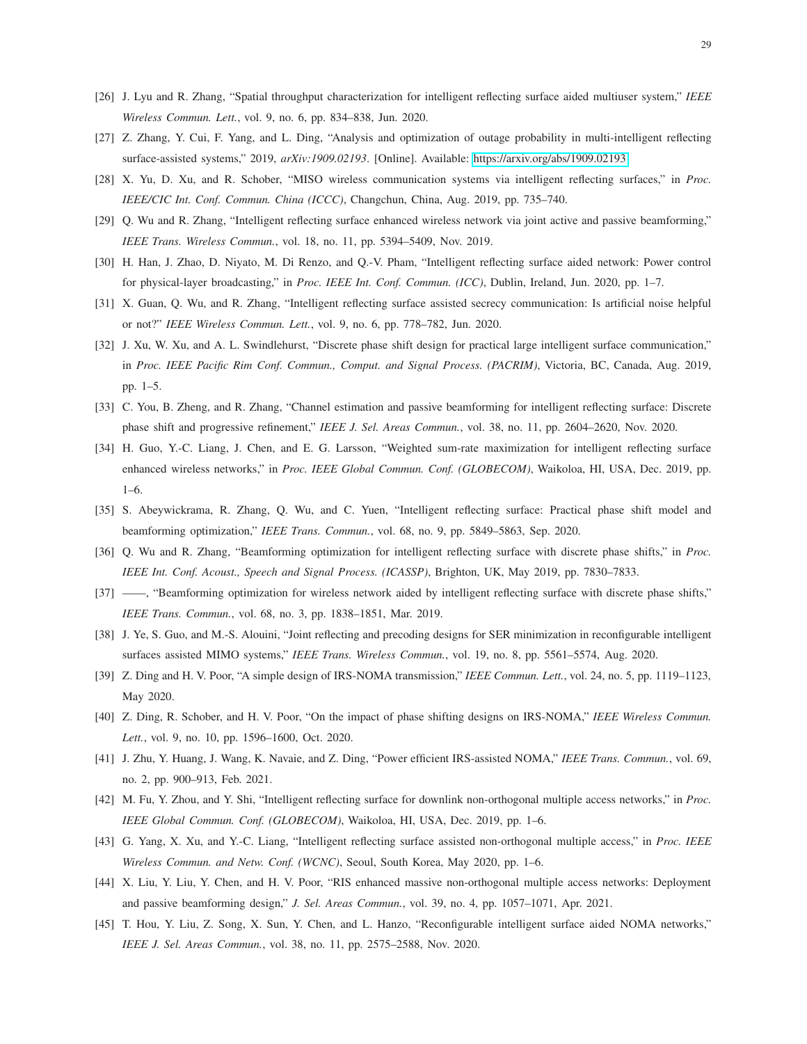[26] J. Lyu and R. Zhang, "Spatial throughput characterization for intelligent reflecting surface aided multiuser system," *IEEE Wireless Commun. Lett.*, vol. 9, no. 6, pp. 834–838, Jun. 2020.

[27] Z. Zhang, Y. Cui, F. Yang, and L. Ding, "Analysis and optimization of outage probability in multi-intelligent reflecting surface-assisted systems," 2019, *arXiv:1909.02193*. [Online]. Available: https://arxiv.org/abs/1909.02193

[28] X. Yu, D. Xu, and R. Schober, "MISO wireless communication systems via intelligent reflecting surfaces," in *Proc. IEEE/CIC Int. Conf. Commun. China (ICCC)*, Changchun, China, Aug. 2019, pp. 735–740.

[29] Q. Wu and R. Zhang, "Intelligent reflecting surface enhanced wireless network via joint active and passive beamforming," *IEEE Trans. Wireless Commun.*, vol. 18, no. 11, pp. 5394–5409, Nov. 2019.

[30] H. Han, J. Zhao, D. Niyato, M. Di Renzo, and Q.-V. Pham, "Intelligent reflecting surface aided network: Power control for physical-layer broadcasting," in *Proc. IEEE Int. Conf. Commun. (ICC)*, Dublin, Ireland, Jun. 2020, pp. 1–7.

[31] X. Guan, Q. Wu, and R. Zhang, "Intelligent reflecting surface assisted secrecy communication: Is artificial noise helpful or not?" *IEEE Wireless Commun. Lett.*, vol. 9, no. 6, pp. 778–782, Jun. 2020.

[32] J. Xu, W. Xu, and A. L. Swindlehurst, "Discrete phase shift design for practical large intelligent surface communication," in *Proc. IEEE Pacific Rim Conf. Commun., Comput. and Signal Process. (PACRIM)*, Victoria, BC, Canada, Aug. 2019, pp. 1–5.

[33] C. You, B. Zheng, and R. Zhang, "Channel estimation and passive beamforming for intelligent reflecting surface: Discrete phase shift and progressive refinement," *IEEE J. Sel. Areas Commun.*, vol. 38, no. 11, pp. 2604–2620, Nov. 2020.

[34] H. Guo, Y.-C. Liang, J. Chen, and E. G. Larsson, "Weighted sum-rate maximization for intelligent reflecting surface enhanced wireless networks," in *Proc. IEEE Global Commun. Conf. (GLOBECOM)*, Waikoloa, HI, USA, Dec. 2019, pp. 1–6.

[35] S. Abeywickrama, R. Zhang, Q. Wu, and C. Yuen, "Intelligent reflecting surface: Practical phase shift model and beamforming optimization," *IEEE Trans. Commun.*, vol. 68, no. 9, pp. 5849–5863, Sep. 2020.

[36] Q. Wu and R. Zhang, "Beamforming optimization for intelligent reflecting surface with discrete phase shifts," in *Proc. IEEE Int. Conf. Acoust., Speech and Signal Process. (ICASSP)*, Brighton, UK, May 2019, pp. 7830–7833.

[37] ——, "Beamforming optimization for wireless network aided by intelligent reflecting surface with discrete phase shifts," *IEEE Trans. Commun.*, vol. 68, no. 3, pp. 1838–1851, Mar. 2019.

[38] J. Ye, S. Guo, and M.-S. Alouini, "Joint reflecting and precoding designs for SER minimization in reconfigurable intelligent surfaces assisted MIMO systems," *IEEE Trans. Wireless Commun.*, vol. 19, no. 8, pp. 5561–5574, Aug. 2020.

[39] Z. Ding and H. V. Poor, "A simple design of IRS-NOMA transmission," *IEEE Commun. Lett.*, vol. 24, no. 5, pp. 1119–1123, May 2020.

[40] Z. Ding, R. Schober, and H. V. Poor, "On the impact of phase shifting designs on IRS-NOMA," *IEEE Wireless Commun. Lett.*, vol. 9, no. 10, pp. 1596–1600, Oct. 2020.

[41] J. Zhu, Y. Huang, J. Wang, K. Navaie, and Z. Ding, "Power efficient IRS-assisted NOMA," *IEEE Trans. Commun.*, vol. 69, no. 2, pp. 900–913, Feb. 2021.

[42] M. Fu, Y. Zhou, and Y. Shi, "Intelligent reflecting surface for downlink non-orthogonal multiple access networks," in *Proc. IEEE Global Commun. Conf. (GLOBECOM)*, Waikoloa, HI, USA, Dec. 2019, pp. 1–6.

[43] G. Yang, X. Xu, and Y.-C. Liang, "Intelligent reflecting surface assisted non-orthogonal multiple access," in *Proc. IEEE Wireless Commun. and Netw. Conf. (WCNC)*, Seoul, South Korea, May 2020, pp. 1–6.

[44] X. Liu, Y. Liu, Y. Chen, and H. V. Poor, "RIS enhanced massive non-orthogonal multiple access networks: Deployment and passive beamforming design," *J. Sel. Areas Commun.*, vol. 39, no. 4, pp. 1057–1071, Apr. 2021.

[45] T. Hou, Y. Liu, Z. Song, X. Sun, Y. Chen, and L. Hanzo, "Reconfigurable intelligent surface aided NOMA networks," *IEEE J. Sel. Areas Commun.*, vol. 38, no. 11, pp. 2575–2588, Nov. 2020.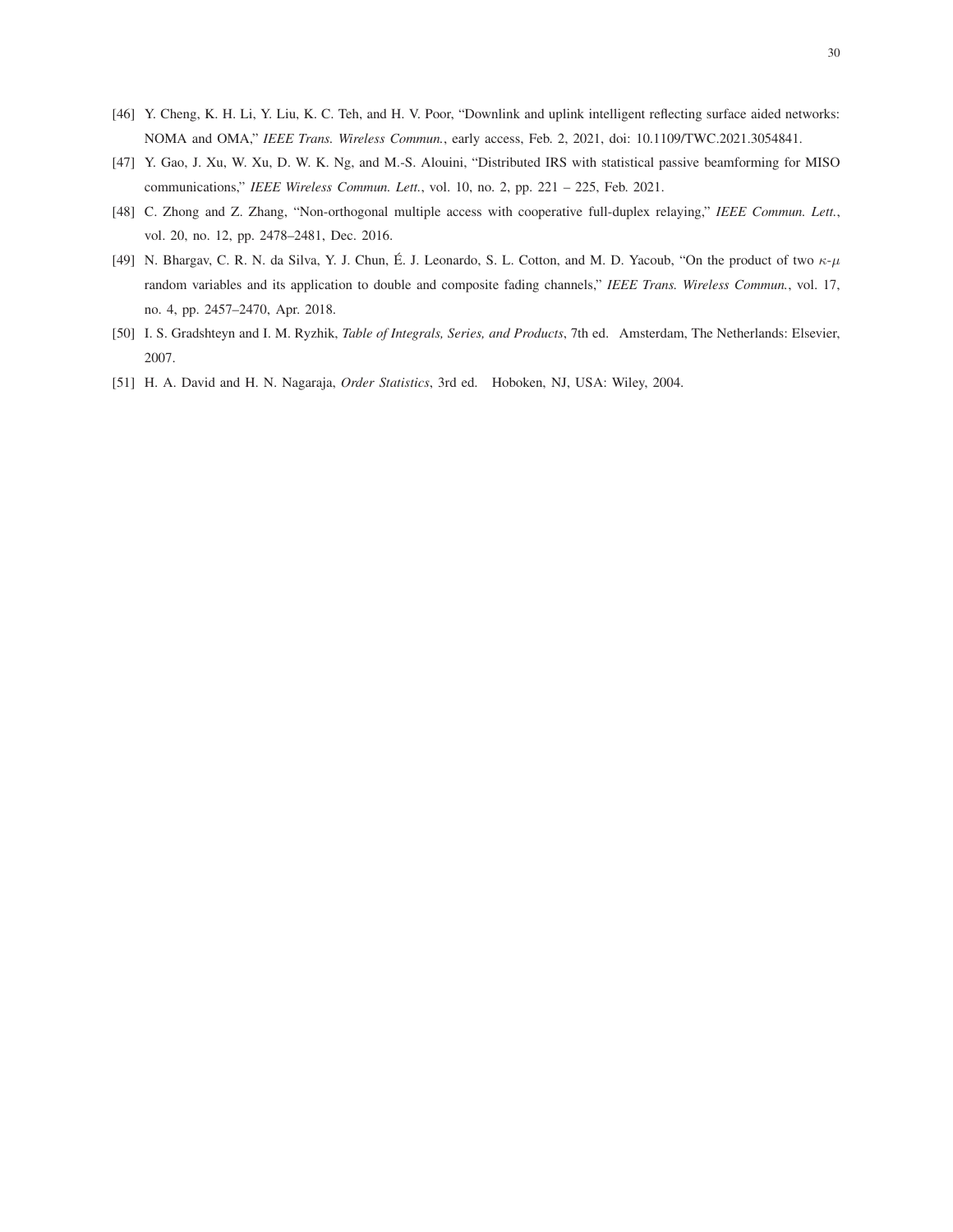[46] Y. Cheng, K. H. Li, Y. Liu, K. C. Teh, and H. V. Poor, "Downlink and uplink intelligent reflecting surface aided networks: NOMA and OMA," *IEEE Trans. Wireless Commun.*, early access, Feb. 2, 2021, doi: 10.1109/TWC.2021.3054841.

[47] Y. Gao, J. Xu, W. Xu, D. W. K. Ng, and M.-S. Alouini, "Distributed IRS with statistical passive beamforming for MISO communications," *IEEE Wireless Commun. Lett.*, vol. 10, no. 2, pp. 221 – 225, Feb. 2021.

[48] C. Zhong and Z. Zhang, "Non-orthogonal multiple access with cooperative full-duplex relaying," *IEEE Commun. Lett.*, vol. 20, no. 12, pp. 2478–2481, Dec. 2016.

[49] N. Bhargav, C. R. N. da Silva, Y. J. Chun, É. J. Leonardo, S. L. Cotton, and M. D. Yacoub, "On the product of two $\kappa$-$\mu$ random variables and its application to double and composite fading channels," *IEEE Trans. Wireless Commun.*, vol. 17, no. 4, pp. 2457–2470, Apr. 2018.

[50] I. S. Gradshteyn and I. M. Ryzhik, *Table of Integrals, Series, and Products*, 7th ed. Amsterdam, The Netherlands: Elsevier, 2007.

[51] H. A. David and H. N. Nagaraja, *Order Statistics*, 3rd ed. Hoboken, NJ, USA: Wiley, 2004.